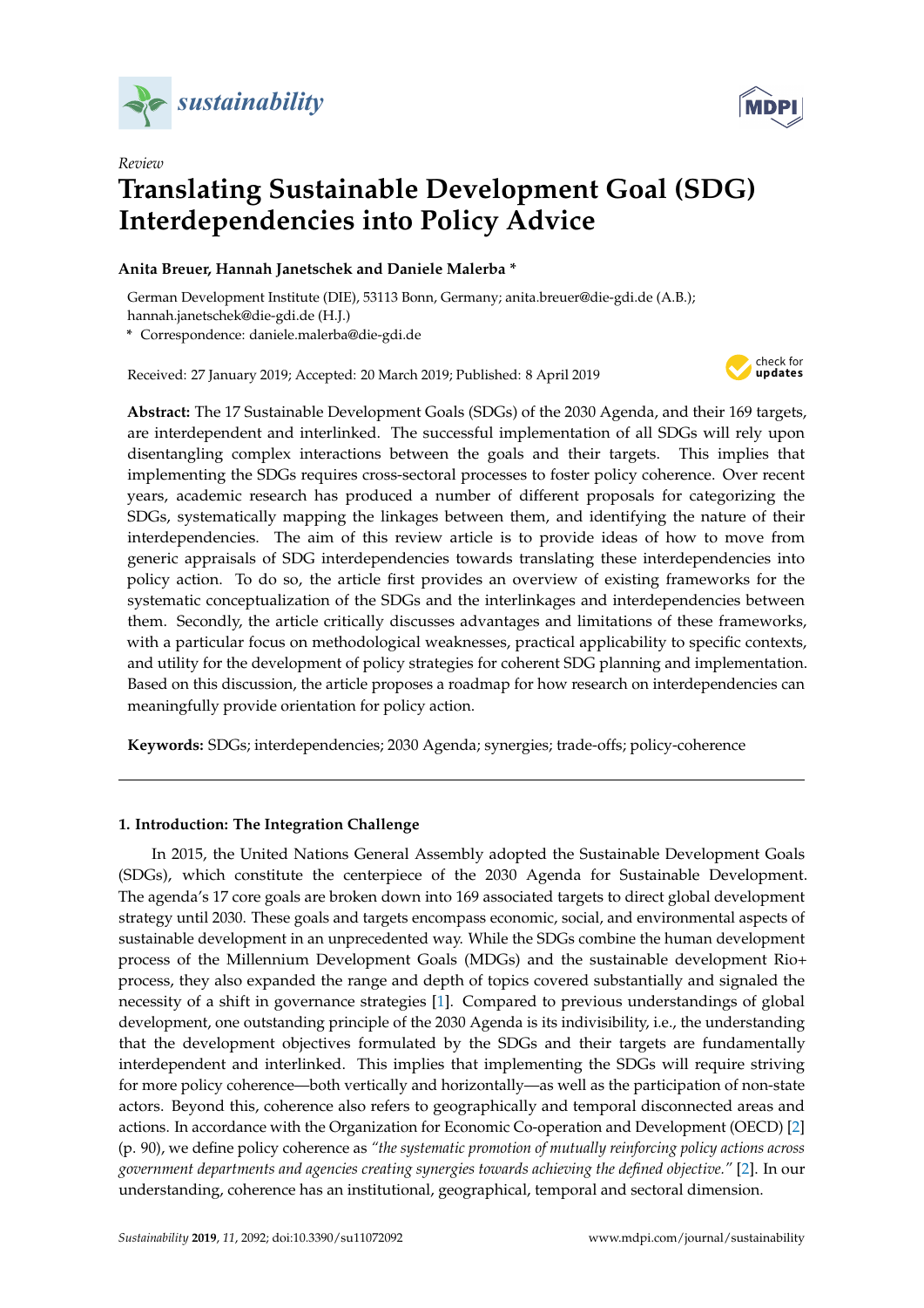*Review*

# Translating Sustainable Development Goal (SDG) Interdependencies into Policy Advice

**Anita Breuer, Hannah Janetschek and Daniele Malerba ***

German Development Institute (DIE), 53113 Bonn, Germany; anita.breuer@die-gdi.de (A.B.); hannah.janetschek@die-gdi.de (H.J.)
* Correspondence: daniele.malerba@die-gdi.de

Received: 27 January 2019; Accepted: 20 March 2019; Published: 8 April 2019

**Abstract:** The 17 Sustainable Development Goals (SDGs) of the 2030 Agenda, and their 169 targets, are interdependent and interlinked. The successful implementation of all SDGs will rely upon disentangling complex interactions between the goals and their targets. This implies that implementing the SDGs requires cross-sectoral processes to foster policy coherence. Over recent years, academic research has produced a number of different proposals for categorizing the SDGs, systematically mapping the linkages between them, and identifying the nature of their interdependencies. The aim of this review article is to provide ideas of how to move from generic appraisals of SDG interdependencies towards translating these interdependencies into policy action. To do so, the article first provides an overview of existing frameworks for the systematic conceptualization of the SDGs and the interlinkages and interdependencies between them. Secondly, the article critically discusses advantages and limitations of these frameworks, with a particular focus on methodological weaknesses, practical applicability to specific contexts, and utility for the development of policy strategies for coherent SDG planning and implementation. Based on this discussion, the article proposes a roadmap for how research on interdependencies can meaningfully provide orientation for policy action.

**Keywords:** SDGs; interdependencies; 2030 Agenda; synergies; trade-offs; policy-coherence

## 1. Introduction: The Integration Challenge

In 2015, the United Nations General Assembly adopted the Sustainable Development Goals (SDGs), which constitute the centerpiece of the 2030 Agenda for Sustainable Development. The agenda's 17 core goals are broken down into 169 associated targets to direct global development strategy until 2030. These goals and targets encompass economic, social, and environmental aspects of sustainable development in an unprecedented way. While the SDGs combine the human development process of the Millennium Development Goals (MDGs) and the sustainable development Rio+ process, they also expanded the range and depth of topics covered substantially and signaled the necessity of a shift in governance strategies [1]. Compared to previous understandings of global development, one outstanding principle of the 2030 Agenda is its indivisibility, i.e., the understanding that the development objectives formulated by the SDGs and their targets are fundamentally interdependent and interlinked. This implies that implementing the SDGs will require striving for more policy coherence—both vertically and horizontally—as well as the participation of non-state actors. Beyond this, coherence also refers to geographically and temporal disconnected areas and actions. In accordance with the Organization for Economic Co-operation and Development (OECD) [2] (p. 90), we define policy coherence as *"the systematic promotion of mutually reinforcing policy actions across government departments and agencies creating synergies towards achieving the defined objective."* [2]. In our understanding, coherence has an institutional, geographical, temporal and sectoral dimension.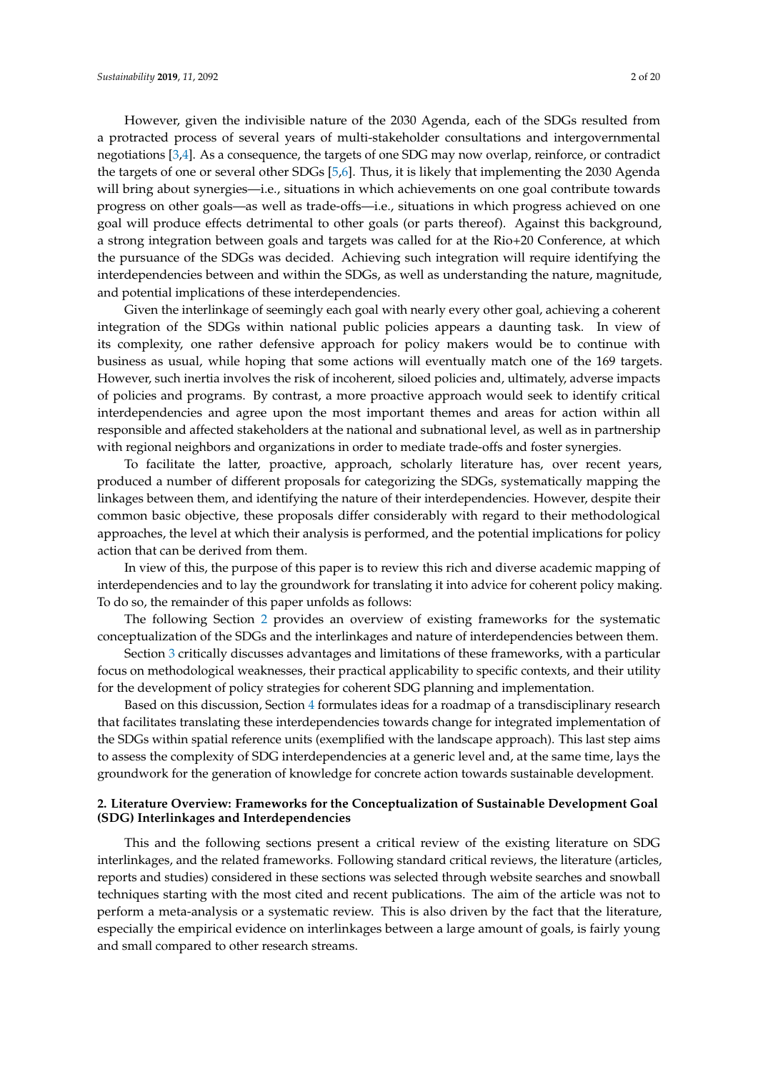However, given the indivisible nature of the 2030 Agenda, each of the SDGs resulted from a protracted process of several years of multi-stakeholder consultations and intergovernmental negotiations [3,4]. As a consequence, the targets of one SDG may now overlap, reinforce, or contradict the targets of one or several other SDGs [5,6]. Thus, it is likely that implementing the 2030 Agenda will bring about synergies—i.e., situations in which achievements on one goal contribute towards progress on other goals—as well as trade-offs—i.e., situations in which progress achieved on one goal will produce effects detrimental to other goals (or parts thereof). Against this background, a strong integration between goals and targets was called for at the Rio+20 Conference, at which the pursuance of the SDGs was decided. Achieving such integration will require identifying the interdependencies between and within the SDGs, as well as understanding the nature, magnitude, and potential implications of these interdependencies.

Given the interlinkage of seemingly each goal with nearly every other goal, achieving a coherent integration of the SDGs within national public policies appears a daunting task. In view of its complexity, one rather defensive approach for policy makers would be to continue with business as usual, while hoping that some actions will eventually match one of the 169 targets. However, such inertia involves the risk of incoherent, siloed policies and, ultimately, adverse impacts of policies and programs. By contrast, a more proactive approach would seek to identify critical interdependencies and agree upon the most important themes and areas for action within all responsible and affected stakeholders at the national and subnational level, as well as in partnership with regional neighbors and organizations in order to mediate trade-offs and foster synergies.

To facilitate the latter, proactive, approach, scholarly literature has, over recent years, produced a number of different proposals for categorizing the SDGs, systematically mapping the linkages between them, and identifying the nature of their interdependencies. However, despite their common basic objective, these proposals differ considerably with regard to their methodological approaches, the level at which their analysis is performed, and the potential implications for policy action that can be derived from them.

In view of this, the purpose of this paper is to review this rich and diverse academic mapping of interdependencies and to lay the groundwork for translating it into advice for coherent policy making. To do so, the remainder of this paper unfolds as follows:

The following Section 2 provides an overview of existing frameworks for the systematic conceptualization of the SDGs and the interlinkages and nature of interdependencies between them.

Section 3 critically discusses advantages and limitations of these frameworks, with a particular focus on methodological weaknesses, their practical applicability to specific contexts, and their utility for the development of policy strategies for coherent SDG planning and implementation.

Based on this discussion, Section 4 formulates ideas for a roadmap of a transdisciplinary research that facilitates translating these interdependencies towards change for integrated implementation of the SDGs within spatial reference units (exemplified with the landscape approach). This last step aims to assess the complexity of SDG interdependencies at a generic level and, at the same time, lays the groundwork for the generation of knowledge for concrete action towards sustainable development.

## 2. Literature Overview: Frameworks for the Conceptualization of Sustainable Development Goal (SDG) Interlinkages and Interdependencies

This and the following sections present a critical review of the existing literature on SDG interlinkages, and the related frameworks. Following standard critical reviews, the literature (articles, reports and studies) considered in these sections was selected through website searches and snowball techniques starting with the most cited and recent publications. The aim of the article was not to perform a meta-analysis or a systematic review. This is also driven by the fact that the literature, especially the empirical evidence on interlinkages between a large amount of goals, is fairly young and small compared to other research streams.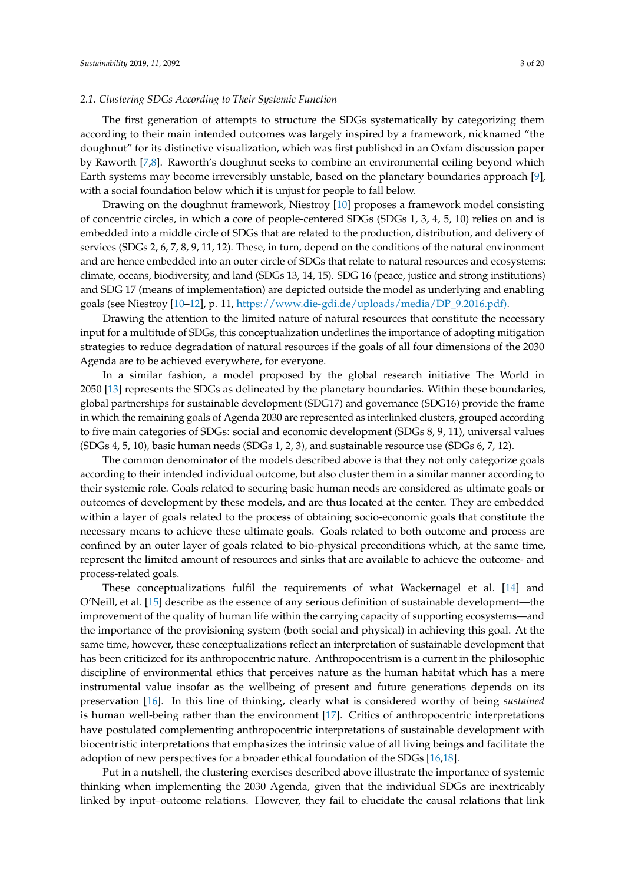### 2.1. Clustering SDGs According to Their Systemic Function

The first generation of attempts to structure the SDGs systematically by categorizing them according to their main intended outcomes was largely inspired by a framework, nicknamed "the doughnut" for its distinctive visualization, which was first published in an Oxfam discussion paper by Raworth [7,8]. Raworth's doughnut seeks to combine an environmental ceiling beyond which Earth systems may become irreversibly unstable, based on the planetary boundaries approach [9], with a social foundation below which it is unjust for people to fall below.

Drawing on the doughnut framework, Niestroy [10] proposes a framework model consisting of concentric circles, in which a core of people-centered SDGs (SDGs 1, 3, 4, 5, 10) relies on and is embedded into a middle circle of SDGs that are related to the production, distribution, and delivery of services (SDGs 2, 6, 7, 8, 9, 11, 12). These, in turn, depend on the conditions of the natural environment and are hence embedded into an outer circle of SDGs that relate to natural resources and ecosystems: climate, oceans, biodiversity, and land (SDGs 13, 14, 15). SDG 16 (peace, justice and strong institutions) and SDG 17 (means of implementation) are depicted outside the model as underlying and enabling goals (see Niestroy [10–12], p. 11, https://www.die-gdi.de/uploads/media/DP_9.2016.pdf).

Drawing the attention to the limited nature of natural resources that constitute the necessary input for a multitude of SDGs, this conceptualization underlines the importance of adopting mitigation strategies to reduce degradation of natural resources if the goals of all four dimensions of the 2030 Agenda are to be achieved everywhere, for everyone.

In a similar fashion, a model proposed by the global research initiative The World in 2050 [13] represents the SDGs as delineated by the planetary boundaries. Within these boundaries, global partnerships for sustainable development (SDG17) and governance (SDG16) provide the frame in which the remaining goals of Agenda 2030 are represented as interlinked clusters, grouped according to five main categories of SDGs: social and economic development (SDGs 8, 9, 11), universal values (SDGs 4, 5, 10), basic human needs (SDGs 1, 2, 3), and sustainable resource use (SDGs 6, 7, 12).

The common denominator of the models described above is that they not only categorize goals according to their intended individual outcome, but also cluster them in a similar manner according to their systemic role. Goals related to securing basic human needs are considered as ultimate goals or outcomes of development by these models, and are thus located at the center. They are embedded within a layer of goals related to the process of obtaining socio-economic goals that constitute the necessary means to achieve these ultimate goals. Goals related to both outcome and process are confined by an outer layer of goals related to bio-physical preconditions which, at the same time, represent the limited amount of resources and sinks that are available to achieve the outcome- and process-related goals.

These conceptualizations fulfil the requirements of what Wackernagel et al. [14] and O'Neill, et al. [15] describe as the essence of any serious definition of sustainable development—the improvement of the quality of human life within the carrying capacity of supporting ecosystems—and the importance of the provisioning system (both social and physical) in achieving this goal. At the same time, however, these conceptualizations reflect an interpretation of sustainable development that has been criticized for its anthropocentric nature. Anthropocentrism is a current in the philosophic discipline of environmental ethics that perceives nature as the human habitat which has a mere instrumental value insofar as the wellbeing of present and future generations depends on its preservation [16]. In this line of thinking, clearly what is considered worthy of being *sustained* is human well-being rather than the environment [17]. Critics of anthropocentric interpretations have postulated complementing anthropocentric interpretations of sustainable development with biocentristic interpretations that emphasizes the intrinsic value of all living beings and facilitate the adoption of new perspectives for a broader ethical foundation of the SDGs [16,18].

Put in a nutshell, the clustering exercises described above illustrate the importance of systemic thinking when implementing the 2030 Agenda, given that the individual SDGs are inextricably linked by input–outcome relations. However, they fail to elucidate the causal relations that link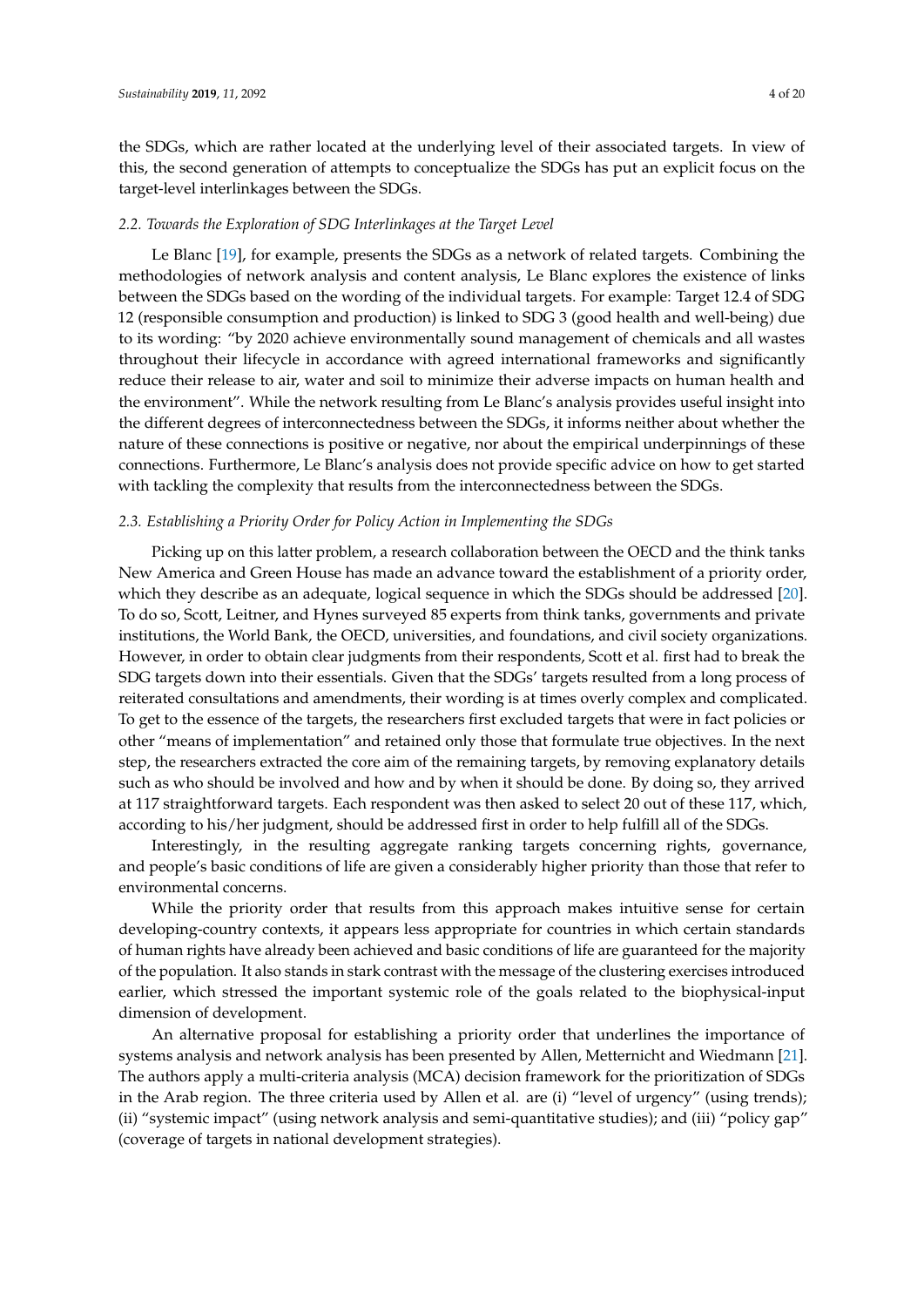the SDGs, which are rather located at the underlying level of their associated targets. In view of this, the second generation of attempts to conceptualize the SDGs has put an explicit focus on the target-level interlinkages between the SDGs.

### *2.2. Towards the Exploration of SDG Interlinkages at the Target Level*

Le Blanc [19], for example, presents the SDGs as a network of related targets. Combining the methodologies of network analysis and content analysis, Le Blanc explores the existence of links between the SDGs based on the wording of the individual targets. For example: Target 12.4 of SDG 12 (responsible consumption and production) is linked to SDG 3 (good health and well-being) due to its wording: "by 2020 achieve environmentally sound management of chemicals and all wastes throughout their lifecycle in accordance with agreed international frameworks and significantly reduce their release to air, water and soil to minimize their adverse impacts on human health and the environment". While the network resulting from Le Blanc's analysis provides useful insight into the different degrees of interconnectedness between the SDGs, it informs neither about whether the nature of these connections is positive or negative, nor about the empirical underpinnings of these connections. Furthermore, Le Blanc's analysis does not provide specific advice on how to get started with tackling the complexity that results from the interconnectedness between the SDGs.

### *2.3. Establishing a Priority Order for Policy Action in Implementing the SDGs*

Picking up on this latter problem, a research collaboration between the OECD and the think tanks New America and Green House has made an advance toward the establishment of a priority order, which they describe as an adequate, logical sequence in which the SDGs should be addressed [20]. To do so, Scott, Leitner, and Hynes surveyed 85 experts from think tanks, governments and private institutions, the World Bank, the OECD, universities, and foundations, and civil society organizations. However, in order to obtain clear judgments from their respondents, Scott et al. first had to break the SDG targets down into their essentials. Given that the SDGs' targets resulted from a long process of reiterated consultations and amendments, their wording is at times overly complex and complicated. To get to the essence of the targets, the researchers first excluded targets that were in fact policies or other "means of implementation" and retained only those that formulate true objectives. In the next step, the researchers extracted the core aim of the remaining targets, by removing explanatory details such as who should be involved and how and by when it should be done. By doing so, they arrived at 117 straightforward targets. Each respondent was then asked to select 20 out of these 117, which, according to his/her judgment, should be addressed first in order to help fulfill all of the SDGs.

Interestingly, in the resulting aggregate ranking targets concerning rights, governance, and people's basic conditions of life are given a considerably higher priority than those that refer to environmental concerns.

While the priority order that results from this approach makes intuitive sense for certain developing-country contexts, it appears less appropriate for countries in which certain standards of human rights have already been achieved and basic conditions of life are guaranteed for the majority of the population. It also stands in stark contrast with the message of the clustering exercises introduced earlier, which stressed the important systemic role of the goals related to the biophysical-input dimension of development.

An alternative proposal for establishing a priority order that underlines the importance of systems analysis and network analysis has been presented by Allen, Metternicht and Wiedmann [21]. The authors apply a multi-criteria analysis (MCA) decision framework for the prioritization of SDGs in the Arab region. The three criteria used by Allen et al. are (i) "level of urgency" (using trends); (ii) "systemic impact" (using network analysis and semi-quantitative studies); and (iii) "policy gap" (coverage of targets in national development strategies).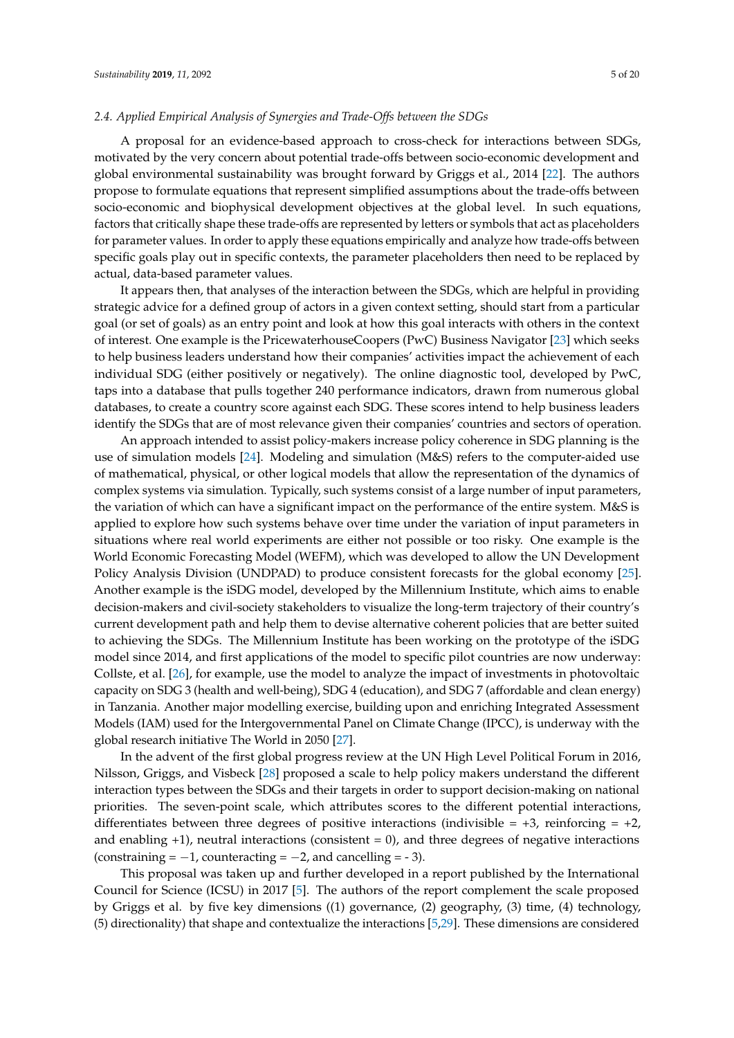### 2.4. Applied Empirical Analysis of Synergies and Trade-Offs between the SDGs

A proposal for an evidence-based approach to cross-check for interactions between SDGs, motivated by the very concern about potential trade-offs between socio-economic development and global environmental sustainability was brought forward by Griggs et al., 2014 [22]. The authors propose to formulate equations that represent simplified assumptions about the trade-offs between socio-economic and biophysical development objectives at the global level. In such equations, factors that critically shape these trade-offs are represented by letters or symbols that act as placeholders for parameter values. In order to apply these equations empirically and analyze how trade-offs between specific goals play out in specific contexts, the parameter placeholders then need to be replaced by actual, data-based parameter values.

It appears then, that analyses of the interaction between the SDGs, which are helpful in providing strategic advice for a defined group of actors in a given context setting, should start from a particular goal (or set of goals) as an entry point and look at how this goal interacts with others in the context of interest. One example is the PricewaterhouseCoopers (PwC) Business Navigator [23] which seeks to help business leaders understand how their companies' activities impact the achievement of each individual SDG (either positively or negatively). The online diagnostic tool, developed by PwC, taps into a database that pulls together 240 performance indicators, drawn from numerous global databases, to create a country score against each SDG. These scores intend to help business leaders identify the SDGs that are of most relevance given their companies' countries and sectors of operation.

An approach intended to assist policy-makers increase policy coherence in SDG planning is the use of simulation models [24]. Modeling and simulation (M&S) refers to the computer-aided use of mathematical, physical, or other logical models that allow the representation of the dynamics of complex systems via simulation. Typically, such systems consist of a large number of input parameters, the variation of which can have a significant impact on the performance of the entire system. M&S is applied to explore how such systems behave over time under the variation of input parameters in situations where real world experiments are either not possible or too risky. One example is the World Economic Forecasting Model (WEFM), which was developed to allow the UN Development Policy Analysis Division (UNDPAD) to produce consistent forecasts for the global economy [25]. Another example is the iSDG model, developed by the Millennium Institute, which aims to enable decision-makers and civil-society stakeholders to visualize the long-term trajectory of their country's current development path and help them to devise alternative coherent policies that are better suited to achieving the SDGs. The Millennium Institute has been working on the prototype of the iSDG model since 2014, and first applications of the model to specific pilot countries are now underway: Collste, et al. [26], for example, use the model to analyze the impact of investments in photovoltaic capacity on SDG 3 (health and well-being), SDG 4 (education), and SDG 7 (affordable and clean energy) in Tanzania. Another major modelling exercise, building upon and enriching Integrated Assessment Models (IAM) used for the Intergovernmental Panel on Climate Change (IPCC), is underway with the global research initiative The World in 2050 [27].

In the advent of the first global progress review at the UN High Level Political Forum in 2016, Nilsson, Griggs, and Visbeck [28] proposed a scale to help policy makers understand the different interaction types between the SDGs and their targets in order to support decision-making on national priorities. The seven-point scale, which attributes scores to the different potential interactions, differentiates between three degrees of positive interactions (indivisible = +3, reinforcing = +2, and enabling +1), neutral interactions (consistent = 0), and three degrees of negative interactions (constraining = −1, counteracting = −2, and cancelling = - 3).

This proposal was taken up and further developed in a report published by the International Council for Science (ICSU) in 2017 [5]. The authors of the report complement the scale proposed by Griggs et al. by five key dimensions ((1) governance, (2) geography, (3) time, (4) technology, (5) directionality) that shape and contextualize the interactions [5,29]. These dimensions are considered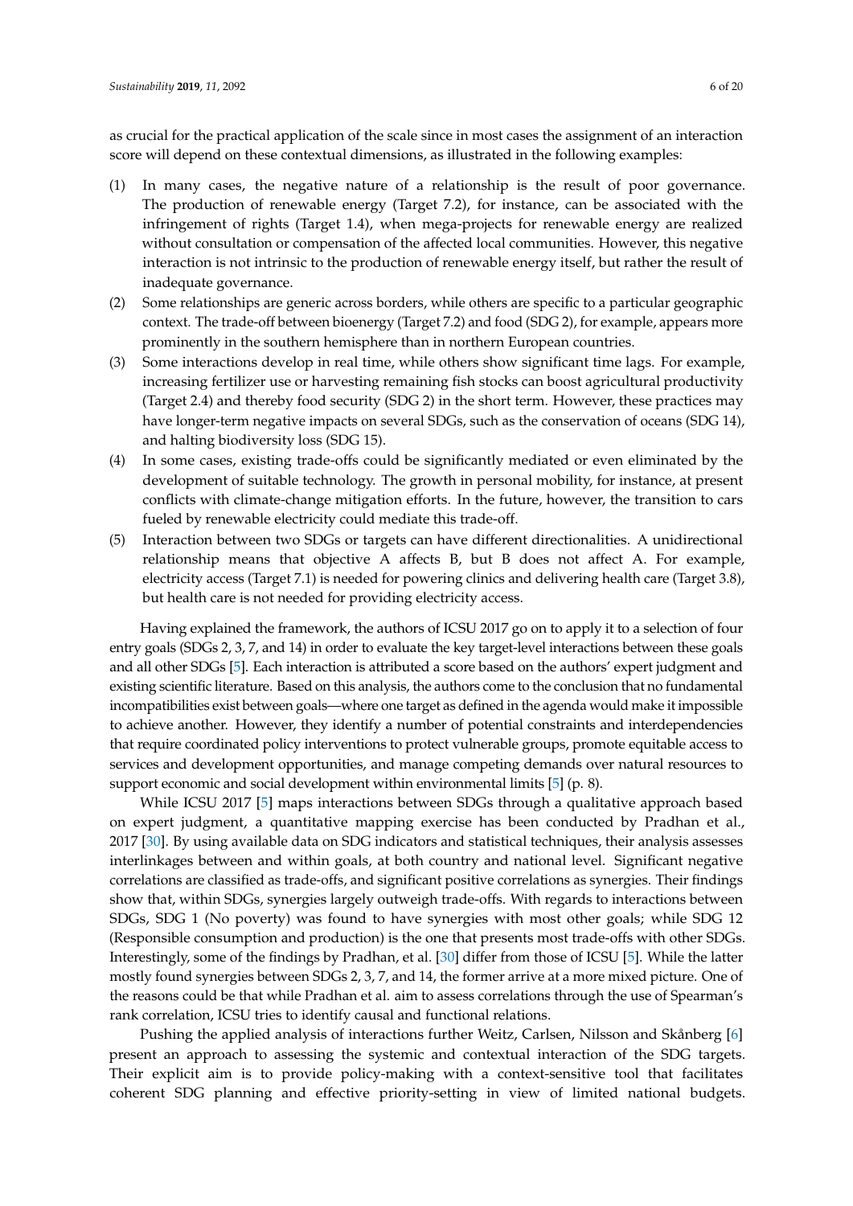as crucial for the practical application of the scale since in most cases the assignment of an interaction score will depend on these contextual dimensions, as illustrated in the following examples:

(1) In many cases, the negative nature of a relationship is the result of poor governance. The production of renewable energy (Target 7.2), for instance, can be associated with the infringement of rights (Target 1.4), when mega-projects for renewable energy are realized without consultation or compensation of the affected local communities. However, this negative interaction is not intrinsic to the production of renewable energy itself, but rather the result of inadequate governance.
(2) Some relationships are generic across borders, while others are specific to a particular geographic context. The trade-off between bioenergy (Target 7.2) and food (SDG 2), for example, appears more prominently in the southern hemisphere than in northern European countries.
(3) Some interactions develop in real time, while others show significant time lags. For example, increasing fertilizer use or harvesting remaining fish stocks can boost agricultural productivity (Target 2.4) and thereby food security (SDG 2) in the short term. However, these practices may have longer-term negative impacts on several SDGs, such as the conservation of oceans (SDG 14), and halting biodiversity loss (SDG 15).
(4) In some cases, existing trade-offs could be significantly mediated or even eliminated by the development of suitable technology. The growth in personal mobility, for instance, at present conflicts with climate-change mitigation efforts. In the future, however, the transition to cars fueled by renewable electricity could mediate this trade-off.
(5) Interaction between two SDGs or targets can have different directionalities. A unidirectional relationship means that objective A affects B, but B does not affect A. For example, electricity access (Target 7.1) is needed for powering clinics and delivering health care (Target 3.8), but health care is not needed for providing electricity access.

Having explained the framework, the authors of ICSU 2017 go on to apply it to a selection of four entry goals (SDGs 2, 3, 7, and 14) in order to evaluate the key target-level interactions between these goals and all other SDGs [5]. Each interaction is attributed a score based on the authors' expert judgment and existing scientific literature. Based on this analysis, the authors come to the conclusion that no fundamental incompatibilities exist between goals—where one target as defined in the agenda would make it impossible to achieve another. However, they identify a number of potential constraints and interdependencies that require coordinated policy interventions to protect vulnerable groups, promote equitable access to services and development opportunities, and manage competing demands over natural resources to support economic and social development within environmental limits [5] (p. 8).

While ICSU 2017 [5] maps interactions between SDGs through a qualitative approach based on expert judgment, a quantitative mapping exercise has been conducted by Pradhan et al., 2017 [30]. By using available data on SDG indicators and statistical techniques, their analysis assesses interlinkages between and within goals, at both country and national level. Significant negative correlations are classified as trade-offs, and significant positive correlations as synergies. Their findings show that, within SDGs, synergies largely outweigh trade-offs. With regards to interactions between SDGs, SDG 1 (No poverty) was found to have synergies with most other goals; while SDG 12 (Responsible consumption and production) is the one that presents most trade-offs with other SDGs. Interestingly, some of the findings by Pradhan, et al. [30] differ from those of ICSU [5]. While the latter mostly found synergies between SDGs 2, 3, 7, and 14, the former arrive at a more mixed picture. One of the reasons could be that while Pradhan et al. aim to assess correlations through the use of Spearman's rank correlation, ICSU tries to identify causal and functional relations.

Pushing the applied analysis of interactions further Weitz, Carlsen, Nilsson and Skånberg [6] present an approach to assessing the systemic and contextual interaction of the SDG targets. Their explicit aim is to provide policy-making with a context-sensitive tool that facilitates coherent SDG planning and effective priority-setting in view of limited national budgets.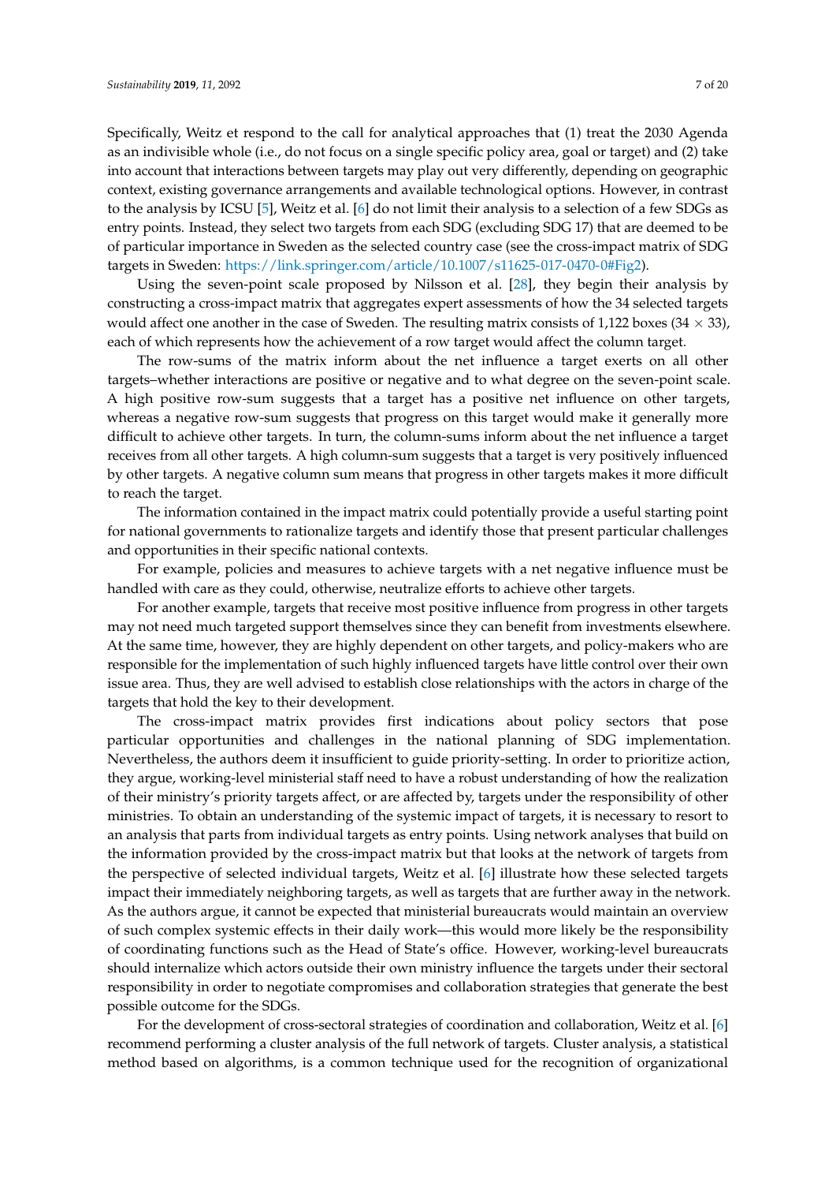Specifically, Weitz et respond to the call for analytical approaches that (1) treat the 2030 Agenda as an indivisible whole (i.e., do not focus on a single specific policy area, goal or target) and (2) take into account that interactions between targets may play out very differently, depending on geographic context, existing governance arrangements and available technological options. However, in contrast to the analysis by ICSU [5], Weitz et al. [6] do not limit their analysis to a selection of a few SDGs as entry points. Instead, they select two targets from each SDG (excluding SDG 17) that are deemed to be of particular importance in Sweden as the selected country case (see the cross-impact matrix of SDG targets in Sweden: https://link.springer.com/article/10.1007/s11625-017-0470-0#Fig2).

Using the seven-point scale proposed by Nilsson et al. [28], they begin their analysis by constructing a cross-impact matrix that aggregates expert assessments of how the 34 selected targets would affect one another in the case of Sweden. The resulting matrix consists of 1,122 boxes ($34 \times 33$), each of which represents how the achievement of a row target would affect the column target.

The row-sums of the matrix inform about the net influence a target exerts on all other targets–whether interactions are positive or negative and to what degree on the seven-point scale. A high positive row-sum suggests that a target has a positive net influence on other targets, whereas a negative row-sum suggests that progress on this target would make it generally more difficult to achieve other targets. In turn, the column-sums inform about the net influence a target receives from all other targets. A high column-sum suggests that a target is very positively influenced by other targets. A negative column sum means that progress in other targets makes it more difficult to reach the target.

The information contained in the impact matrix could potentially provide a useful starting point for national governments to rationalize targets and identify those that present particular challenges and opportunities in their specific national contexts.

For example, policies and measures to achieve targets with a net negative influence must be handled with care as they could, otherwise, neutralize efforts to achieve other targets.

For another example, targets that receive most positive influence from progress in other targets may not need much targeted support themselves since they can benefit from investments elsewhere. At the same time, however, they are highly dependent on other targets, and policy-makers who are responsible for the implementation of such highly influenced targets have little control over their own issue area. Thus, they are well advised to establish close relationships with the actors in charge of the targets that hold the key to their development.

The cross-impact matrix provides first indications about policy sectors that pose particular opportunities and challenges in the national planning of SDG implementation. Nevertheless, the authors deem it insufficient to guide priority-setting. In order to prioritize action, they argue, working-level ministerial staff need to have a robust understanding of how the realization of their ministry's priority targets affect, or are affected by, targets under the responsibility of other ministries. To obtain an understanding of the systemic impact of targets, it is necessary to resort to an analysis that parts from individual targets as entry points. Using network analyses that build on the information provided by the cross-impact matrix but that looks at the network of targets from the perspective of selected individual targets, Weitz et al. [6] illustrate how these selected targets impact their immediately neighboring targets, as well as targets that are further away in the network. As the authors argue, it cannot be expected that ministerial bureaucrats would maintain an overview of such complex systemic effects in their daily work—this would more likely be the responsibility of coordinating functions such as the Head of State's office. However, working-level bureaucrats should internalize which actors outside their own ministry influence the targets under their sectoral responsibility in order to negotiate compromises and collaboration strategies that generate the best possible outcome for the SDGs.

For the development of cross-sectoral strategies of coordination and collaboration, Weitz et al. [6] recommend performing a cluster analysis of the full network of targets. Cluster analysis, a statistical method based on algorithms, is a common technique used for the recognition of organizational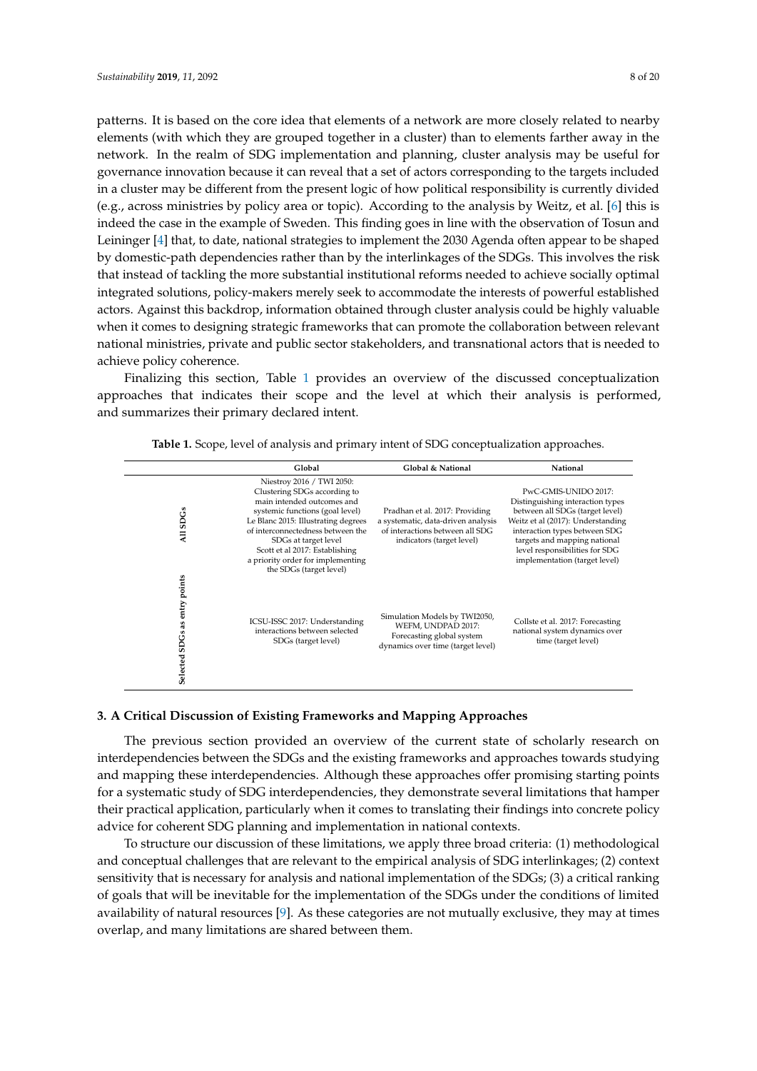patterns. It is based on the core idea that elements of a network are more closely related to nearby elements (with which they are grouped together in a cluster) than to elements farther away in the network. In the realm of SDG implementation and planning, cluster analysis may be useful for governance innovation because it can reveal that a set of actors corresponding to the targets included in a cluster may be different from the present logic of how political responsibility is currently divided (e.g., across ministries by policy area or topic). According to the analysis by Weitz, et al. [6] this is indeed the case in the example of Sweden. This finding goes in line with the observation of Tosun and Leininger [4] that, to date, national strategies to implement the 2030 Agenda often appear to be shaped by domestic-path dependencies rather than by the interlinkages of the SDGs. This involves the risk that instead of tackling the more substantial institutional reforms needed to achieve socially optimal integrated solutions, policy-makers merely seek to accommodate the interests of powerful established actors. Against this backdrop, information obtained through cluster analysis could be highly valuable when it comes to designing strategic frameworks that can promote the collaboration between relevant national ministries, private and public sector stakeholders, and transnational actors that is needed to achieve policy coherence.

Finalizing this section, Table 1 provides an overview of the discussed conceptualization approaches that indicates their scope and the level at which their analysis is performed, and summarizes their primary declared intent.

**Table 1.** Scope, level of analysis and primary intent of SDG conceptualization approaches.

| | Global | Global & National | National |
|---|---|---|---|
| **All SDGs** | Niestroy 2016 / TWI 2050: Clustering SDGs according to main intended outcomes and systemic functions (goal level) Le Blanc 2015: Illustrating degrees of interconnectedness between the SDGs at target level Scott et al 2017: Establishing a priority order for implementing the SDGs (target level) | Pradhan et al. 2017: Providing a systematic, data-driven analysis of interactions between all SDG indicators (target level) | PwC-GMIS-UNIDO 2017: Distinguishing interaction types between all SDGs (target level) Weitz et al (2017): Understanding interaction types between SDG targets and mapping national level responsibilities for SDG implementation (target level) |
| **Selected SDGs as entry points** | ICSU-ISSC 2017: Understanding interactions between selected SDGs (target level) | Simulation Models by TWI2050, WEFM, UNDPAD 2017: Forecasting global system dynamics over time (target level) | Collste et al. 2017: Forecasting national system dynamics over time (target level) |

## 3. A Critical Discussion of Existing Frameworks and Mapping Approaches

The previous section provided an overview of the current state of scholarly research on interdependencies between the SDGs and the existing frameworks and approaches towards studying and mapping these interdependencies. Although these approaches offer promising starting points for a systematic study of SDG interdependencies, they demonstrate several limitations that hamper their practical application, particularly when it comes to translating their findings into concrete policy advice for coherent SDG planning and implementation in national contexts.

To structure our discussion of these limitations, we apply three broad criteria: (1) methodological and conceptual challenges that are relevant to the empirical analysis of SDG interlinkages; (2) context sensitivity that is necessary for analysis and national implementation of the SDGs; (3) a critical ranking of goals that will be inevitable for the implementation of the SDGs under the conditions of limited availability of natural resources [9]. As these categories are not mutually exclusive, they may at times overlap, and many limitations are shared between them.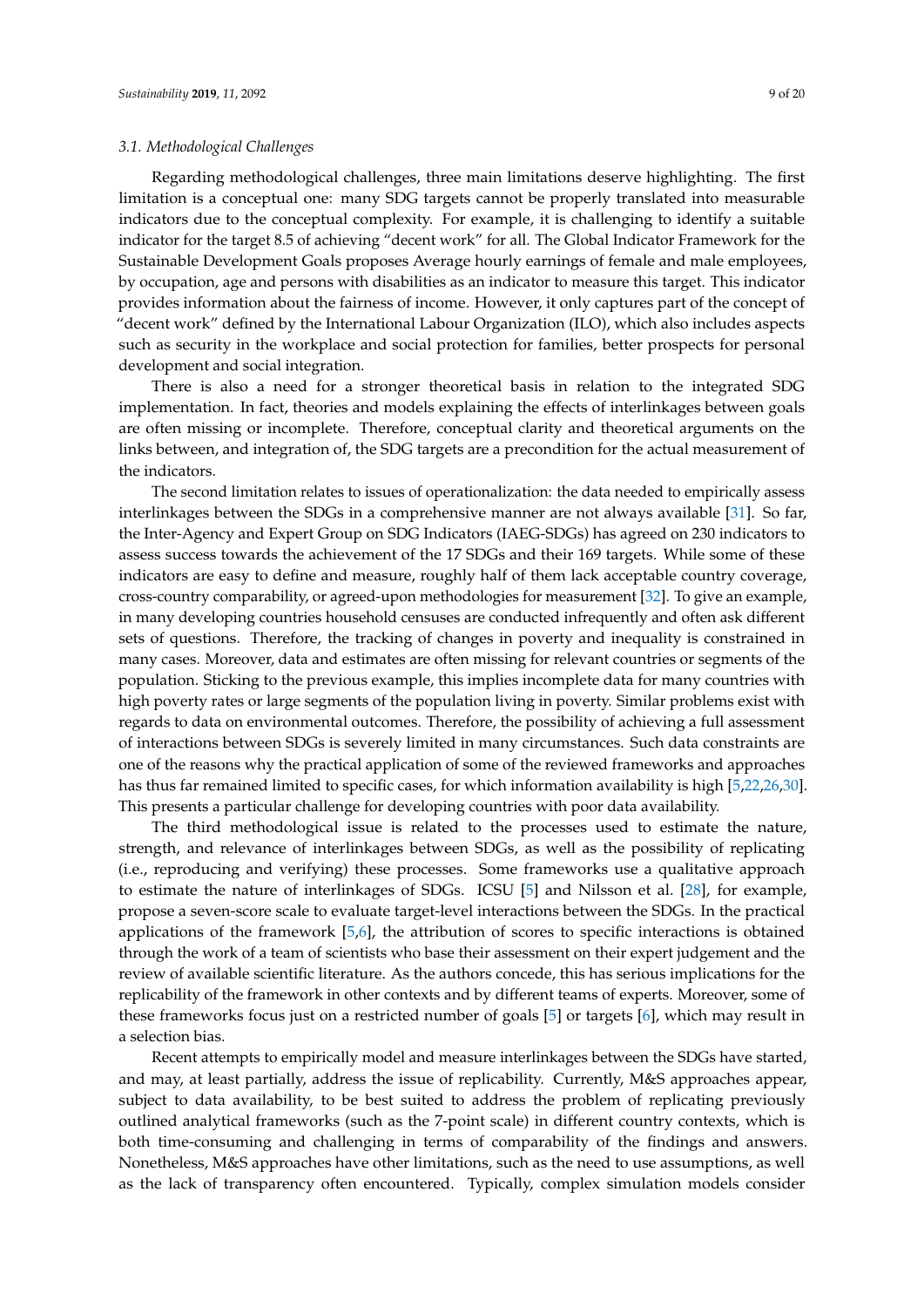### 3.1. Methodological Challenges

Regarding methodological challenges, three main limitations deserve highlighting. The first limitation is a conceptual one: many SDG targets cannot be properly translated into measurable indicators due to the conceptual complexity. For example, it is challenging to identify a suitable indicator for the target 8.5 of achieving "decent work" for all. The Global Indicator Framework for the Sustainable Development Goals proposes Average hourly earnings of female and male employees, by occupation, age and persons with disabilities as an indicator to measure this target. This indicator provides information about the fairness of income. However, it only captures part of the concept of "decent work" defined by the International Labour Organization (ILO), which also includes aspects such as security in the workplace and social protection for families, better prospects for personal development and social integration.

There is also a need for a stronger theoretical basis in relation to the integrated SDG implementation. In fact, theories and models explaining the effects of interlinkages between goals are often missing or incomplete. Therefore, conceptual clarity and theoretical arguments on the links between, and integration of, the SDG targets are a precondition for the actual measurement of the indicators.

The second limitation relates to issues of operationalization: the data needed to empirically assess interlinkages between the SDGs in a comprehensive manner are not always available [31]. So far, the Inter-Agency and Expert Group on SDG Indicators (IAEG-SDGs) has agreed on 230 indicators to assess success towards the achievement of the 17 SDGs and their 169 targets. While some of these indicators are easy to define and measure, roughly half of them lack acceptable country coverage, cross-country comparability, or agreed-upon methodologies for measurement [32]. To give an example, in many developing countries household censuses are conducted infrequently and often ask different sets of questions. Therefore, the tracking of changes in poverty and inequality is constrained in many cases. Moreover, data and estimates are often missing for relevant countries or segments of the population. Sticking to the previous example, this implies incomplete data for many countries with high poverty rates or large segments of the population living in poverty. Similar problems exist with regards to data on environmental outcomes. Therefore, the possibility of achieving a full assessment of interactions between SDGs is severely limited in many circumstances. Such data constraints are one of the reasons why the practical application of some of the reviewed frameworks and approaches has thus far remained limited to specific cases, for which information availability is high [5,22,26,30]. This presents a particular challenge for developing countries with poor data availability.

The third methodological issue is related to the processes used to estimate the nature, strength, and relevance of interlinkages between SDGs, as well as the possibility of replicating (i.e., reproducing and verifying) these processes. Some frameworks use a qualitative approach to estimate the nature of interlinkages of SDGs. ICSU [5] and Nilsson et al. [28], for example, propose a seven-score scale to evaluate target-level interactions between the SDGs. In the practical applications of the framework [5,6], the attribution of scores to specific interactions is obtained through the work of a team of scientists who base their assessment on their expert judgement and the review of available scientific literature. As the authors concede, this has serious implications for the replicability of the framework in other contexts and by different teams of experts. Moreover, some of these frameworks focus just on a restricted number of goals [5] or targets [6], which may result in a selection bias.

Recent attempts to empirically model and measure interlinkages between the SDGs have started, and may, at least partially, address the issue of replicability. Currently, M&S approaches appear, subject to data availability, to be best suited to address the problem of replicating previously outlined analytical frameworks (such as the 7-point scale) in different country contexts, which is both time-consuming and challenging in terms of comparability of the findings and answers. Nonetheless, M&S approaches have other limitations, such as the need to use assumptions, as well as the lack of transparency often encountered. Typically, complex simulation models consider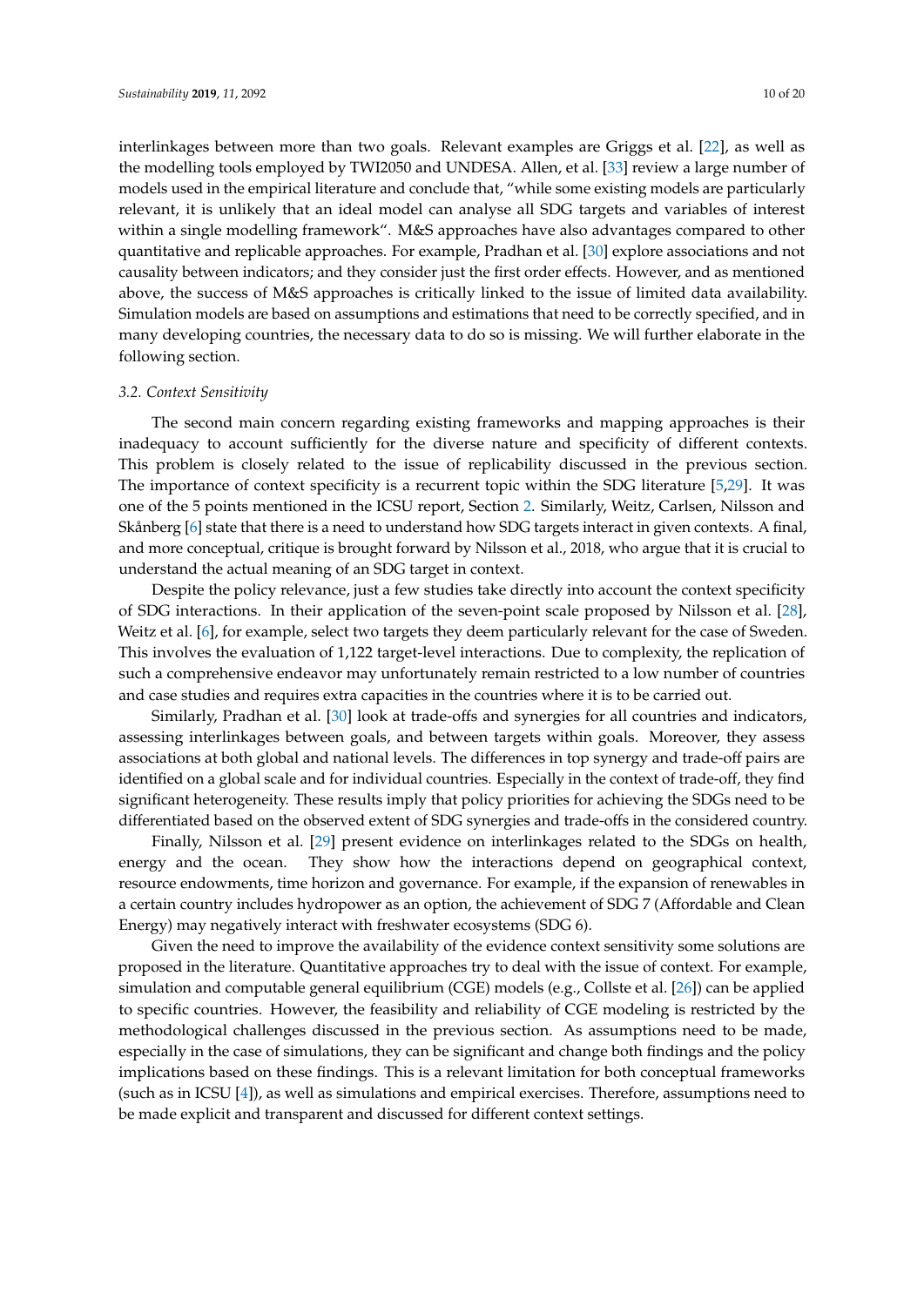interlinkages between more than two goals. Relevant examples are Griggs et al. [22], as well as the modelling tools employed by TWI2050 and UNDESA. Allen, et al. [33] review a large number of models used in the empirical literature and conclude that, "while some existing models are particularly relevant, it is unlikely that an ideal model can analyse all SDG targets and variables of interest within a single modelling framework". M&S approaches have also advantages compared to other quantitative and replicable approaches. For example, Pradhan et al. [30] explore associations and not causality between indicators; and they consider just the first order effects. However, and as mentioned above, the success of M&S approaches is critically linked to the issue of limited data availability. Simulation models are based on assumptions and estimations that need to be correctly specified, and in many developing countries, the necessary data to do so is missing. We will further elaborate in the following section.

### 3.2. Context Sensitivity

The second main concern regarding existing frameworks and mapping approaches is their inadequacy to account sufficiently for the diverse nature and specificity of different contexts. This problem is closely related to the issue of replicability discussed in the previous section. The importance of context specificity is a recurrent topic within the SDG literature [5,29]. It was one of the 5 points mentioned in the ICSU report, Section 2. Similarly, Weitz, Carlsen, Nilsson and Skånberg [6] state that there is a need to understand how SDG targets interact in given contexts. A final, and more conceptual, critique is brought forward by Nilsson et al., 2018, who argue that it is crucial to understand the actual meaning of an SDG target in context.

Despite the policy relevance, just a few studies take directly into account the context specificity of SDG interactions. In their application of the seven-point scale proposed by Nilsson et al. [28], Weitz et al. [6], for example, select two targets they deem particularly relevant for the case of Sweden. This involves the evaluation of 1,122 target-level interactions. Due to complexity, the replication of such a comprehensive endeavor may unfortunately remain restricted to a low number of countries and case studies and requires extra capacities in the countries where it is to be carried out.

Similarly, Pradhan et al. [30] look at trade-offs and synergies for all countries and indicators, assessing interlinkages between goals, and between targets within goals. Moreover, they assess associations at both global and national levels. The differences in top synergy and trade-off pairs are identified on a global scale and for individual countries. Especially in the context of trade-off, they find significant heterogeneity. These results imply that policy priorities for achieving the SDGs need to be differentiated based on the observed extent of SDG synergies and trade-offs in the considered country.

Finally, Nilsson et al. [29] present evidence on interlinkages related to the SDGs on health, energy and the ocean. They show how the interactions depend on geographical context, resource endowments, time horizon and governance. For example, if the expansion of renewables in a certain country includes hydropower as an option, the achievement of SDG 7 (Affordable and Clean Energy) may negatively interact with freshwater ecosystems (SDG 6).

Given the need to improve the availability of the evidence context sensitivity some solutions are proposed in the literature. Quantitative approaches try to deal with the issue of context. For example, simulation and computable general equilibrium (CGE) models (e.g., Collste et al. [26]) can be applied to specific countries. However, the feasibility and reliability of CGE modeling is restricted by the methodological challenges discussed in the previous section. As assumptions need to be made, especially in the case of simulations, they can be significant and change both findings and the policy implications based on these findings. This is a relevant limitation for both conceptual frameworks (such as in ICSU [4]), as well as simulations and empirical exercises. Therefore, assumptions need to be made explicit and transparent and discussed for different context settings.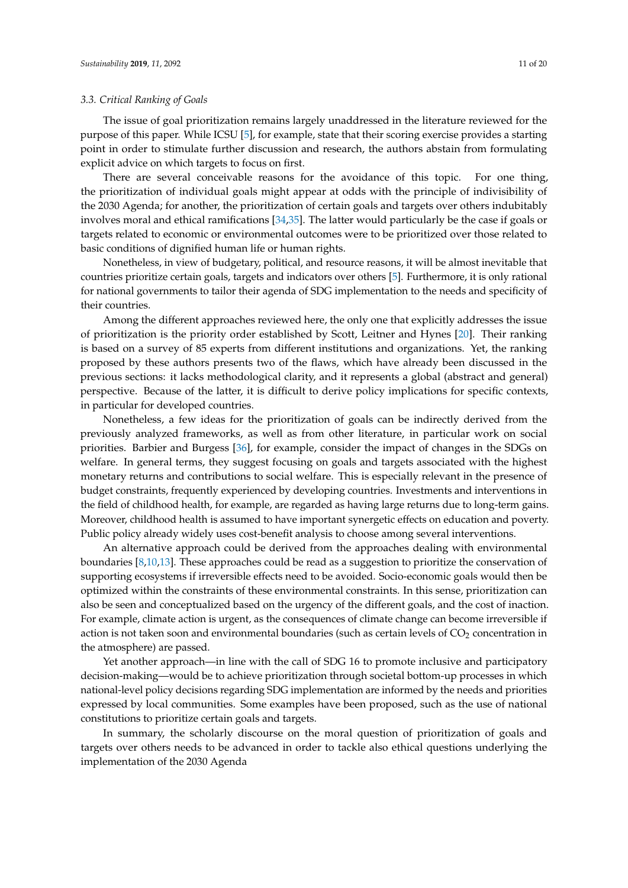### 3.3. Critical Ranking of Goals

The issue of goal prioritization remains largely unaddressed in the literature reviewed for the purpose of this paper. While ICSU [5], for example, state that their scoring exercise provides a starting point in order to stimulate further discussion and research, the authors abstain from formulating explicit advice on which targets to focus on first.

There are several conceivable reasons for the avoidance of this topic. For one thing, the prioritization of individual goals might appear at odds with the principle of indivisibility of the 2030 Agenda; for another, the prioritization of certain goals and targets over others indubitably involves moral and ethical ramifications [34,35]. The latter would particularly be the case if goals or targets related to economic or environmental outcomes were to be prioritized over those related to basic conditions of dignified human life or human rights.

Nonetheless, in view of budgetary, political, and resource reasons, it will be almost inevitable that countries prioritize certain goals, targets and indicators over others [5]. Furthermore, it is only rational for national governments to tailor their agenda of SDG implementation to the needs and specificity of their countries.

Among the different approaches reviewed here, the only one that explicitly addresses the issue of prioritization is the priority order established by Scott, Leitner and Hynes [20]. Their ranking is based on a survey of 85 experts from different institutions and organizations. Yet, the ranking proposed by these authors presents two of the flaws, which have already been discussed in the previous sections: it lacks methodological clarity, and it represents a global (abstract and general) perspective. Because of the latter, it is difficult to derive policy implications for specific contexts, in particular for developed countries.

Nonetheless, a few ideas for the prioritization of goals can be indirectly derived from the previously analyzed frameworks, as well as from other literature, in particular work on social priorities. Barbier and Burgess [36], for example, consider the impact of changes in the SDGs on welfare. In general terms, they suggest focusing on goals and targets associated with the highest monetary returns and contributions to social welfare. This is especially relevant in the presence of budget constraints, frequently experienced by developing countries. Investments and interventions in the field of childhood health, for example, are regarded as having large returns due to long-term gains. Moreover, childhood health is assumed to have important synergetic effects on education and poverty. Public policy already widely uses cost-benefit analysis to choose among several interventions.

An alternative approach could be derived from the approaches dealing with environmental boundaries [8,10,13]. These approaches could be read as a suggestion to prioritize the conservation of supporting ecosystems if irreversible effects need to be avoided. Socio-economic goals would then be optimized within the constraints of these environmental constraints. In this sense, prioritization can also be seen and conceptualized based on the urgency of the different goals, and the cost of inaction. For example, climate action is urgent, as the consequences of climate change can become irreversible if action is not taken soon and environmental boundaries (such as certain levels of $CO_2$ concentration in the atmosphere) are passed.

Yet another approach—in line with the call of SDG 16 to promote inclusive and participatory decision-making—would be to achieve prioritization through societal bottom-up processes in which national-level policy decisions regarding SDG implementation are informed by the needs and priorities expressed by local communities. Some examples have been proposed, such as the use of national constitutions to prioritize certain goals and targets.

In summary, the scholarly discourse on the moral question of prioritization of goals and targets over others needs to be advanced in order to tackle also ethical questions underlying the implementation of the 2030 Agenda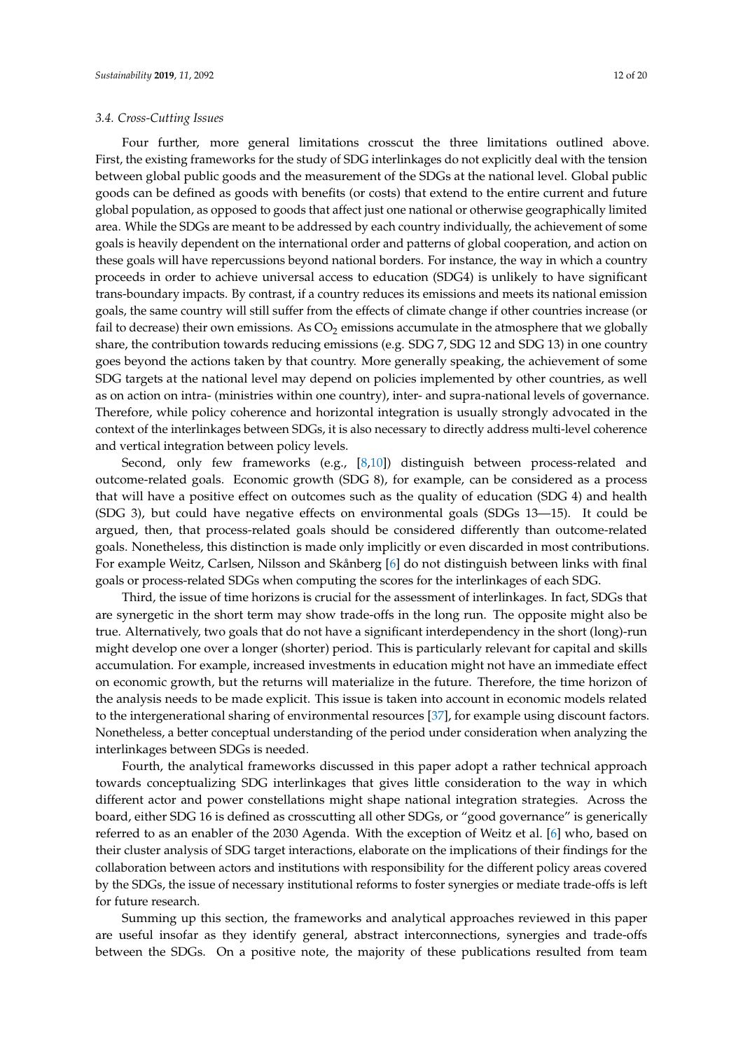### 3.4. Cross-Cutting Issues

Four further, more general limitations crosscut the three limitations outlined above. First, the existing frameworks for the study of SDG interlinkages do not explicitly deal with the tension between global public goods and the measurement of the SDGs at the national level. Global public goods can be defined as goods with benefits (or costs) that extend to the entire current and future global population, as opposed to goods that affect just one national or otherwise geographically limited area. While the SDGs are meant to be addressed by each country individually, the achievement of some goals is heavily dependent on the international order and patterns of global cooperation, and action on these goals will have repercussions beyond national borders. For instance, the way in which a country proceeds in order to achieve universal access to education (SDG4) is unlikely to have significant trans-boundary impacts. By contrast, if a country reduces its emissions and meets its national emission goals, the same country will still suffer from the effects of climate change if other countries increase (or fail to decrease) their own emissions. As $CO_2$ emissions accumulate in the atmosphere that we globally share, the contribution towards reducing emissions (e.g. SDG 7, SDG 12 and SDG 13) in one country goes beyond the actions taken by that country. More generally speaking, the achievement of some SDG targets at the national level may depend on policies implemented by other countries, as well as on action on intra- (ministries within one country), inter- and supra-national levels of governance. Therefore, while policy coherence and horizontal integration is usually strongly advocated in the context of the interlinkages between SDGs, it is also necessary to directly address multi-level coherence and vertical integration between policy levels.

Second, only few frameworks (e.g., [8,10]) distinguish between process-related and outcome-related goals. Economic growth (SDG 8), for example, can be considered as a process that will have a positive effect on outcomes such as the quality of education (SDG 4) and health (SDG 3), but could have negative effects on environmental goals (SDGs 13—15). It could be argued, then, that process-related goals should be considered differently than outcome-related goals. Nonetheless, this distinction is made only implicitly or even discarded in most contributions. For example Weitz, Carlsen, Nilsson and Skånberg [6] do not distinguish between links with final goals or process-related SDGs when computing the scores for the interlinkages of each SDG.

Third, the issue of time horizons is crucial for the assessment of interlinkages. In fact, SDGs that are synergetic in the short term may show trade-offs in the long run. The opposite might also be true. Alternatively, two goals that do not have a significant interdependency in the short (long)-run might develop one over a longer (shorter) period. This is particularly relevant for capital and skills accumulation. For example, increased investments in education might not have an immediate effect on economic growth, but the returns will materialize in the future. Therefore, the time horizon of the analysis needs to be made explicit. This issue is taken into account in economic models related to the intergenerational sharing of environmental resources [37], for example using discount factors. Nonetheless, a better conceptual understanding of the period under consideration when analyzing the interlinkages between SDGs is needed.

Fourth, the analytical frameworks discussed in this paper adopt a rather technical approach towards conceptualizing SDG interlinkages that gives little consideration to the way in which different actor and power constellations might shape national integration strategies. Across the board, either SDG 16 is defined as crosscutting all other SDGs, or "good governance" is generically referred to as an enabler of the 2030 Agenda. With the exception of Weitz et al. [6] who, based on their cluster analysis of SDG target interactions, elaborate on the implications of their findings for the collaboration between actors and institutions with responsibility for the different policy areas covered by the SDGs, the issue of necessary institutional reforms to foster synergies or mediate trade-offs is left for future research.

Summing up this section, the frameworks and analytical approaches reviewed in this paper are useful insofar as they identify general, abstract interconnections, synergies and trade-offs between the SDGs. On a positive note, the majority of these publications resulted from team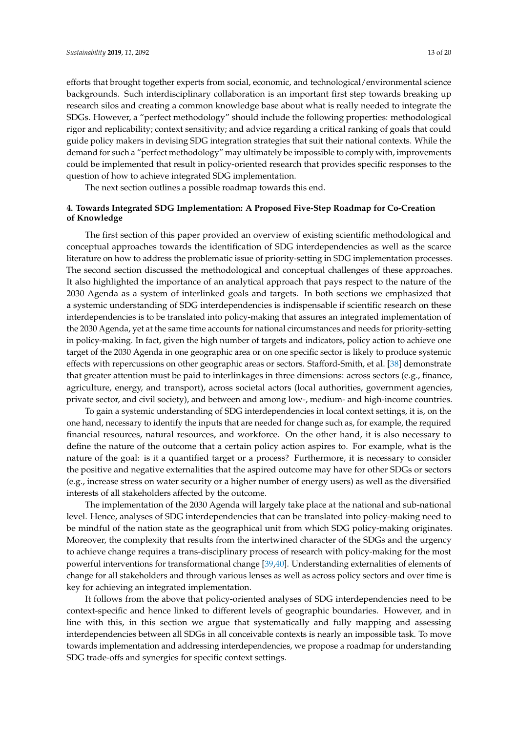efforts that brought together experts from social, economic, and technological/environmental science backgrounds. Such interdisciplinary collaboration is an important first step towards breaking up research silos and creating a common knowledge base about what is really needed to integrate the SDGs. However, a "perfect methodology" should include the following properties: methodological rigor and replicability; context sensitivity; and advice regarding a critical ranking of goals that could guide policy makers in devising SDG integration strategies that suit their national contexts. While the demand for such a "perfect methodology" may ultimately be impossible to comply with, improvements could be implemented that result in policy-oriented research that provides specific responses to the question of how to achieve integrated SDG implementation.

The next section outlines a possible roadmap towards this end.

## 4. Towards Integrated SDG Implementation: A Proposed Five-Step Roadmap for Co-Creation of Knowledge

The first section of this paper provided an overview of existing scientific methodological and conceptual approaches towards the identification of SDG interdependencies as well as the scarce literature on how to address the problematic issue of priority-setting in SDG implementation processes. The second section discussed the methodological and conceptual challenges of these approaches. It also highlighted the importance of an analytical approach that pays respect to the nature of the 2030 Agenda as a system of interlinked goals and targets. In both sections we emphasized that a systemic understanding of SDG interdependencies is indispensable if scientific research on these interdependencies is to be translated into policy-making that assures an integrated implementation of the 2030 Agenda, yet at the same time accounts for national circumstances and needs for priority-setting in policy-making. In fact, given the high number of targets and indicators, policy action to achieve one target of the 2030 Agenda in one geographic area or on one specific sector is likely to produce systemic effects with repercussions on other geographic areas or sectors. Stafford-Smith, et al. [38] demonstrate that greater attention must be paid to interlinkages in three dimensions: across sectors (e.g., finance, agriculture, energy, and transport), across societal actors (local authorities, government agencies, private sector, and civil society), and between and among low-, medium- and high-income countries.

To gain a systemic understanding of SDG interdependencies in local context settings, it is, on the one hand, necessary to identify the inputs that are needed for change such as, for example, the required financial resources, natural resources, and workforce. On the other hand, it is also necessary to define the nature of the outcome that a certain policy action aspires to. For example, what is the nature of the goal: is it a quantified target or a process? Furthermore, it is necessary to consider the positive and negative externalities that the aspired outcome may have for other SDGs or sectors (e.g., increase stress on water security or a higher number of energy users) as well as the diversified interests of all stakeholders affected by the outcome.

The implementation of the 2030 Agenda will largely take place at the national and sub-national level. Hence, analyses of SDG interdependencies that can be translated into policy-making need to be mindful of the nation state as the geographical unit from which SDG policy-making originates. Moreover, the complexity that results from the intertwined character of the SDGs and the urgency to achieve change requires a trans-disciplinary process of research with policy-making for the most powerful interventions for transformational change [39,40]. Understanding externalities of elements of change for all stakeholders and through various lenses as well as across policy sectors and over time is key for achieving an integrated implementation.

It follows from the above that policy-oriented analyses of SDG interdependencies need to be context-specific and hence linked to different levels of geographic boundaries. However, and in line with this, in this section we argue that systematically and fully mapping and assessing interdependencies between all SDGs in all conceivable contexts is nearly an impossible task. To move towards implementation and addressing interdependencies, we propose a roadmap for understanding SDG trade-offs and synergies for specific context settings.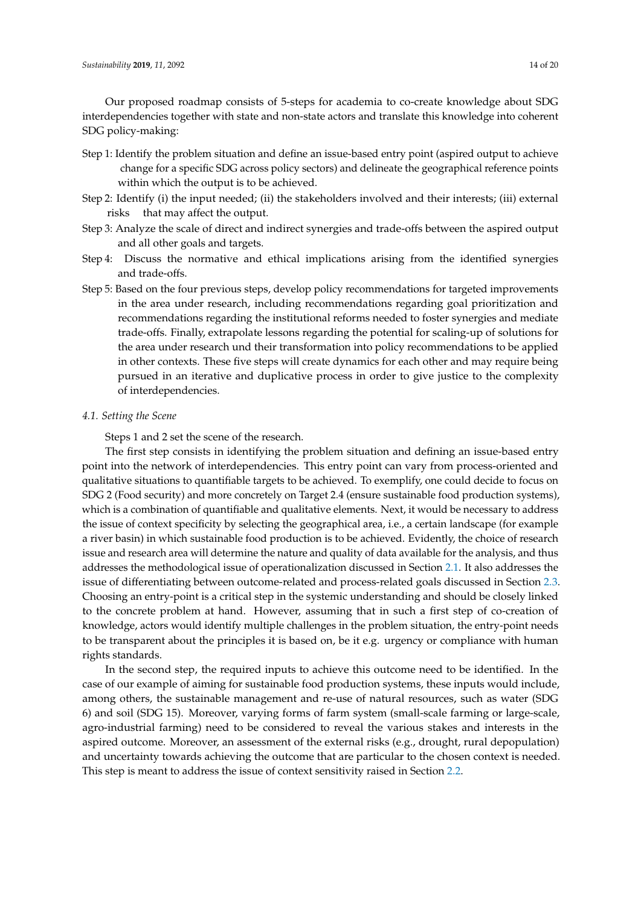Our proposed roadmap consists of 5-steps for academia to co-create knowledge about SDG interdependencies together with state and non-state actors and translate this knowledge into coherent SDG policy-making:

Step 1: Identify the problem situation and define an issue-based entry point (aspired output to achieve change for a specific SDG across policy sectors) and delineate the geographical reference points within which the output is to be achieved.

Step 2: Identify (i) the input needed; (ii) the stakeholders involved and their interests; (iii) external risks that may affect the output.

Step 3: Analyze the scale of direct and indirect synergies and trade-offs between the aspired output and all other goals and targets.

Step 4: Discuss the normative and ethical implications arising from the identified synergies and trade-offs.

Step 5: Based on the four previous steps, develop policy recommendations for targeted improvements in the area under research, including recommendations regarding goal prioritization and recommendations regarding the institutional reforms needed to foster synergies and mediate trade-offs. Finally, extrapolate lessons regarding the potential for scaling-up of solutions for the area under research und their transformation into policy recommendations to be applied in other contexts. These five steps will create dynamics for each other and may require being pursued in an iterative and duplicative process in order to give justice to the complexity of interdependencies.

### *4.1. Setting the Scene*

Steps 1 and 2 set the scene of the research.

The first step consists in identifying the problem situation and defining an issue-based entry point into the network of interdependencies. This entry point can vary from process-oriented and qualitative situations to quantifiable targets to be achieved. To exemplify, one could decide to focus on SDG 2 (Food security) and more concretely on Target 2.4 (ensure sustainable food production systems), which is a combination of quantifiable and qualitative elements. Next, it would be necessary to address the issue of context specificity by selecting the geographical area, i.e., a certain landscape (for example a river basin) in which sustainable food production is to be achieved. Evidently, the choice of research issue and research area will determine the nature and quality of data available for the analysis, and thus addresses the methodological issue of operationalization discussed in Section 2.1. It also addresses the issue of differentiating between outcome-related and process-related goals discussed in Section 2.3. Choosing an entry-point is a critical step in the systemic understanding and should be closely linked to the concrete problem at hand. However, assuming that in such a first step of co-creation of knowledge, actors would identify multiple challenges in the problem situation, the entry-point needs to be transparent about the principles it is based on, be it e.g. urgency or compliance with human rights standards.

In the second step, the required inputs to achieve this outcome need to be identified. In the case of our example of aiming for sustainable food production systems, these inputs would include, among others, the sustainable management and re-use of natural resources, such as water (SDG 6) and soil (SDG 15). Moreover, varying forms of farm system (small-scale farming or large-scale, agro-industrial farming) need to be considered to reveal the various stakes and interests in the aspired outcome. Moreover, an assessment of the external risks (e.g., drought, rural depopulation) and uncertainty towards achieving the outcome that are particular to the chosen context is needed. This step is meant to address the issue of context sensitivity raised in Section 2.2.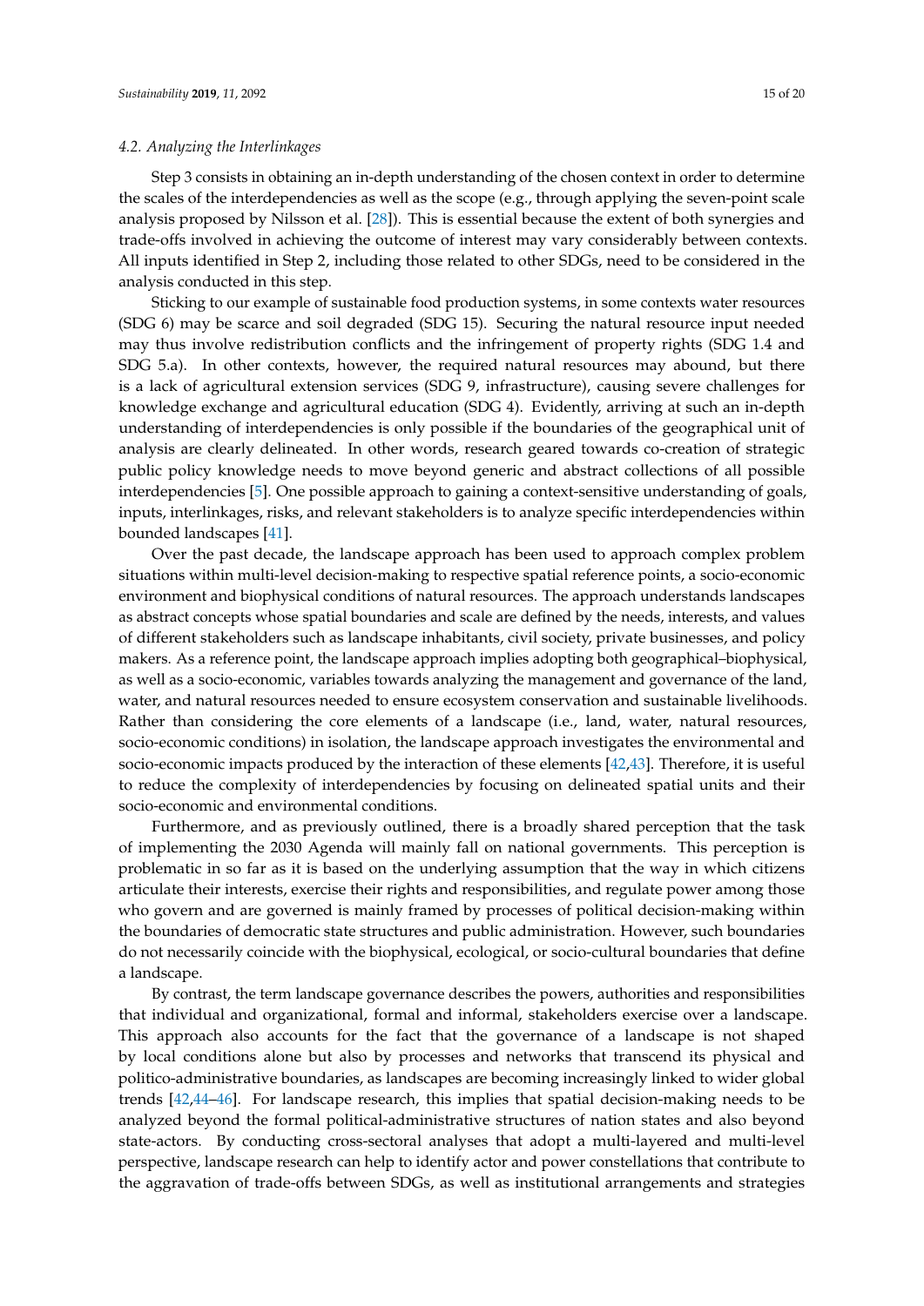### 4.2. Analyzing the Interlinkages

Step 3 consists in obtaining an in-depth understanding of the chosen context in order to determine the scales of the interdependencies as well as the scope (e.g., through applying the seven-point scale analysis proposed by Nilsson et al. [28]). This is essential because the extent of both synergies and trade-offs involved in achieving the outcome of interest may vary considerably between contexts. All inputs identified in Step 2, including those related to other SDGs, need to be considered in the analysis conducted in this step.

Sticking to our example of sustainable food production systems, in some contexts water resources (SDG 6) may be scarce and soil degraded (SDG 15). Securing the natural resource input needed may thus involve redistribution conflicts and the infringement of property rights (SDG 1.4 and SDG 5.a). In other contexts, however, the required natural resources may abound, but there is a lack of agricultural extension services (SDG 9, infrastructure), causing severe challenges for knowledge exchange and agricultural education (SDG 4). Evidently, arriving at such an in-depth understanding of interdependencies is only possible if the boundaries of the geographical unit of analysis are clearly delineated. In other words, research geared towards co-creation of strategic public policy knowledge needs to move beyond generic and abstract collections of all possible interdependencies [5]. One possible approach to gaining a context-sensitive understanding of goals, inputs, interlinkages, risks, and relevant stakeholders is to analyze specific interdependencies within bounded landscapes [41].

Over the past decade, the landscape approach has been used to approach complex problem situations within multi-level decision-making to respective spatial reference points, a socio-economic environment and biophysical conditions of natural resources. The approach understands landscapes as abstract concepts whose spatial boundaries and scale are defined by the needs, interests, and values of different stakeholders such as landscape inhabitants, civil society, private businesses, and policy makers. As a reference point, the landscape approach implies adopting both geographical–biophysical, as well as a socio-economic, variables towards analyzing the management and governance of the land, water, and natural resources needed to ensure ecosystem conservation and sustainable livelihoods. Rather than considering the core elements of a landscape (i.e., land, water, natural resources, socio-economic conditions) in isolation, the landscape approach investigates the environmental and socio-economic impacts produced by the interaction of these elements [42,43]. Therefore, it is useful to reduce the complexity of interdependencies by focusing on delineated spatial units and their socio-economic and environmental conditions.

Furthermore, and as previously outlined, there is a broadly shared perception that the task of implementing the 2030 Agenda will mainly fall on national governments. This perception is problematic in so far as it is based on the underlying assumption that the way in which citizens articulate their interests, exercise their rights and responsibilities, and regulate power among those who govern and are governed is mainly framed by processes of political decision-making within the boundaries of democratic state structures and public administration. However, such boundaries do not necessarily coincide with the biophysical, ecological, or socio-cultural boundaries that define a landscape.

By contrast, the term landscape governance describes the powers, authorities and responsibilities that individual and organizational, formal and informal, stakeholders exercise over a landscape. This approach also accounts for the fact that the governance of a landscape is not shaped by local conditions alone but also by processes and networks that transcend its physical and politico-administrative boundaries, as landscapes are becoming increasingly linked to wider global trends [42,44–46]. For landscape research, this implies that spatial decision-making needs to be analyzed beyond the formal political-administrative structures of nation states and also beyond state-actors. By conducting cross-sectoral analyses that adopt a multi-layered and multi-level perspective, landscape research can help to identify actor and power constellations that contribute to the aggravation of trade-offs between SDGs, as well as institutional arrangements and strategies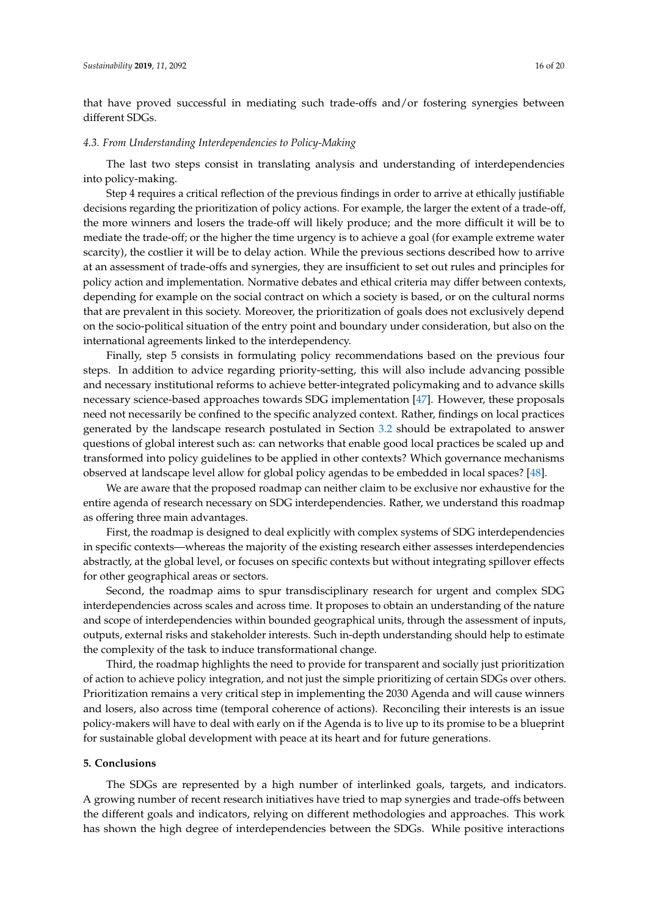that have proved successful in mediating such trade-offs and/or fostering synergies between different SDGs.

### *4.3. From Understanding Interdependencies to Policy-Making*

The last two steps consist in translating analysis and understanding of interdependencies into policy-making.

Step 4 requires a critical reflection of the previous findings in order to arrive at ethically justifiable decisions regarding the prioritization of policy actions. For example, the larger the extent of a trade-off, the more winners and losers the trade-off will likely produce; and the more difficult it will be to mediate the trade-off; or the higher the time urgency is to achieve a goal (for example extreme water scarcity), the costlier it will be to delay action. While the previous sections described how to arrive at an assessment of trade-offs and synergies, they are insufficient to set out rules and principles for policy action and implementation. Normative debates and ethical criteria may differ between contexts, depending for example on the social contract on which a society is based, or on the cultural norms that are prevalent in this society. Moreover, the prioritization of goals does not exclusively depend on the socio-political situation of the entry point and boundary under consideration, but also on the international agreements linked to the interdependency.

Finally, step 5 consists in formulating policy recommendations based on the previous four steps. In addition to advice regarding priority-setting, this will also include advancing possible and necessary institutional reforms to achieve better-integrated policymaking and to advance skills necessary science-based approaches towards SDG implementation [47]. However, these proposals need not necessarily be confined to the specific analyzed context. Rather, findings on local practices generated by the landscape research postulated in Section 3.2 should be extrapolated to answer questions of global interest such as: can networks that enable good local practices be scaled up and transformed into policy guidelines to be applied in other contexts? Which governance mechanisms observed at landscape level allow for global policy agendas to be embedded in local spaces? [48].

We are aware that the proposed roadmap can neither claim to be exclusive nor exhaustive for the entire agenda of research necessary on SDG interdependencies. Rather, we understand this roadmap as offering three main advantages.

First, the roadmap is designed to deal explicitly with complex systems of SDG interdependencies in specific contexts—whereas the majority of the existing research either assesses interdependencies abstractly, at the global level, or focuses on specific contexts but without integrating spillover effects for other geographical areas or sectors.

Second, the roadmap aims to spur transdisciplinary research for urgent and complex SDG interdependencies across scales and across time. It proposes to obtain an understanding of the nature and scope of interdependencies within bounded geographical units, through the assessment of inputs, outputs, external risks and stakeholder interests. Such in-depth understanding should help to estimate the complexity of the task to induce transformational change.

Third, the roadmap highlights the need to provide for transparent and socially just prioritization of action to achieve policy integration, and not just the simple prioritizing of certain SDGs over others. Prioritization remains a very critical step in implementing the 2030 Agenda and will cause winners and losers, also across time (temporal coherence of actions). Reconciling their interests is an issue policy-makers will have to deal with early on if the Agenda is to live up to its promise to be a blueprint for sustainable global development with peace at its heart and for future generations.

## 5. Conclusions

The SDGs are represented by a high number of interlinked goals, targets, and indicators. A growing number of recent research initiatives have tried to map synergies and trade-offs between the different goals and indicators, relying on different methodologies and approaches. This work has shown the high degree of interdependencies between the SDGs. While positive interactions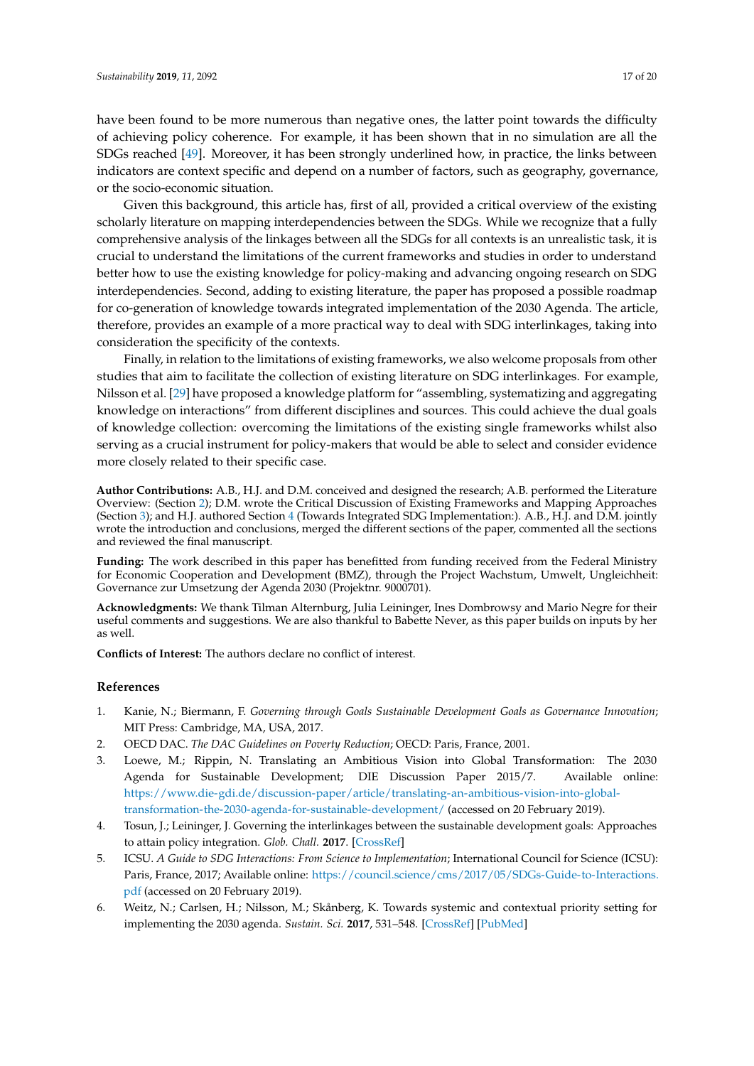have been found to be more numerous than negative ones, the latter point towards the difficulty of achieving policy coherence. For example, it has been shown that in no simulation are all the SDGs reached [49]. Moreover, it has been strongly underlined how, in practice, the links between indicators are context specific and depend on a number of factors, such as geography, governance, or the socio-economic situation.

Given this background, this article has, first of all, provided a critical overview of the existing scholarly literature on mapping interdependencies between the SDGs. While we recognize that a fully comprehensive analysis of the linkages between all the SDGs for all contexts is an unrealistic task, it is crucial to understand the limitations of the current frameworks and studies in order to understand better how to use the existing knowledge for policy-making and advancing ongoing research on SDG interdependencies. Second, adding to existing literature, the paper has proposed a possible roadmap for co-generation of knowledge towards integrated implementation of the 2030 Agenda. The article, therefore, provides an example of a more practical way to deal with SDG interlinkages, taking into consideration the specificity of the contexts.

Finally, in relation to the limitations of existing frameworks, we also welcome proposals from other studies that aim to facilitate the collection of existing literature on SDG interlinkages. For example, Nilsson et al. [29] have proposed a knowledge platform for "assembling, systematizing and aggregating knowledge on interactions" from different disciplines and sources. This could achieve the dual goals of knowledge collection: overcoming the limitations of the existing single frameworks whilst also serving as a crucial instrument for policy-makers that would be able to select and consider evidence more closely related to their specific case.

**Author Contributions:** A.B., H.J. and D.M. conceived and designed the research; A.B. performed the Literature Overview: (Section 2); D.M. wrote the Critical Discussion of Existing Frameworks and Mapping Approaches (Section 3); and H.J. authored Section 4 (Towards Integrated SDG Implementation:). A.B., H.J. and D.M. jointly wrote the introduction and conclusions, merged the different sections of the paper, commented all the sections and reviewed the final manuscript.

**Funding:** The work described in this paper has benefitted from funding received from the Federal Ministry for Economic Cooperation and Development (BMZ), through the Project Wachstum, Umwelt, Ungleichheit: Governance zur Umsetzung der Agenda 2030 (Projektnr. 9000701).

**Acknowledgments:** We thank Tilman Alternburg, Julia Leininger, Ines Dombrowsy and Mario Negre for their useful comments and suggestions. We are also thankful to Babette Never, as this paper builds on inputs by her as well.

**Conflicts of Interest:** The authors declare no conflict of interest.

## References

1. Kanie, N.; Biermann, F. *Governing through Goals Sustainable Development Goals as Governance Innovation*; MIT Press: Cambridge, MA, USA, 2017.
2. OECD DAC. *The DAC Guidelines on Poverty Reduction*; OECD: Paris, France, 2001.
3. Loewe, M.; Rippin, N. Translating an Ambitious Vision into Global Transformation: The 2030 Agenda for Sustainable Development; DIE Discussion Paper 2015/7. Available online: https://www.die-gdi.de/discussion-paper/article/translating-an-ambitious-vision-into-global-transformation-the-2030-agenda-for-sustainable-development/ (accessed on 20 February 2019).
4. Tosun, J.; Leininger, J. Governing the interlinkages between the sustainable development goals: Approaches to attain policy integration. *Glob. Chall.* **2017**. [CrossRef]
5. ICSU. *A Guide to SDG Interactions: From Science to Implementation*; International Council for Science (ICSU): Paris, France, 2017; Available online: https://council.science/cms/2017/05/SDGs-Guide-to-Interactions.pdf (accessed on 20 February 2019).
6. Weitz, N.; Carlsen, H.; Nilsson, M.; Skånberg, K. Towards systemic and contextual priority setting for implementing the 2030 agenda. *Sustain. Sci.* **2017**, 531–548. [CrossRef] [PubMed]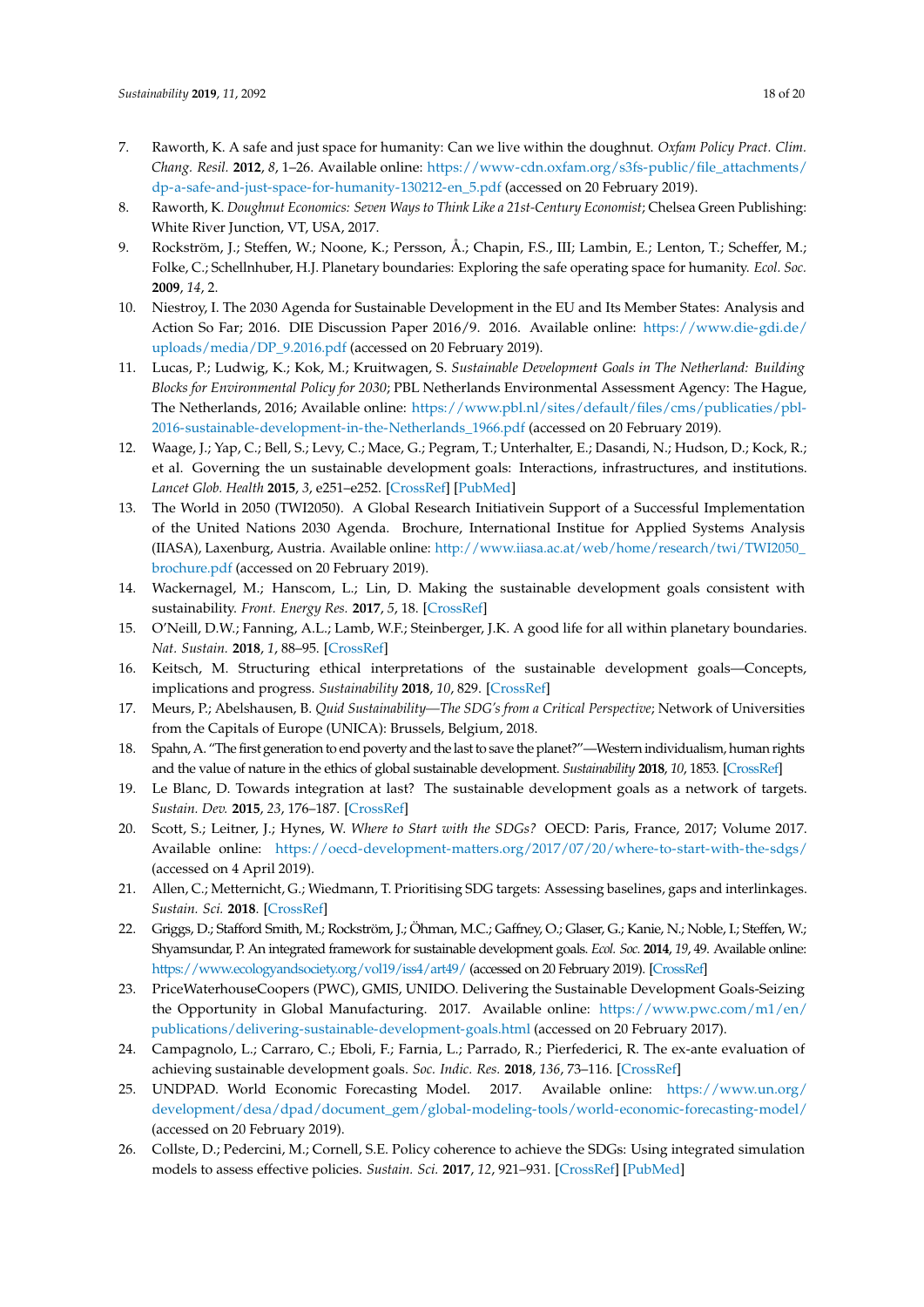7. Raworth, K. A safe and just space for humanity: Can we live within the doughnut. *Oxfam Policy Pract. Clim. Chang. Resil.* **2012**, *8*, 1–26. Available online: https://www-cdn.oxfam.org/s3fs-public/file_attachments/dp-a-safe-and-just-space-for-humanity-130212-en_5.pdf (accessed on 20 February 2019).
8. Raworth, K. *Doughnut Economics: Seven Ways to Think Like a 21st-Century Economist*; Chelsea Green Publishing: White River Junction, VT, USA, 2017.
9. Rockström, J.; Steffen, W.; Noone, K.; Persson, Å.; Chapin, F.S., III; Lambin, E.; Lenton, T.; Scheffer, M.; Folke, C.; Schellnhuber, H.J. Planetary boundaries: Exploring the safe operating space for humanity. *Ecol. Soc.* **2009**, *14*, 2.
10. Niestroy, I. The 2030 Agenda for Sustainable Development in the EU and Its Member States: Analysis and Action So Far; 2016. DIE Discussion Paper 2016/9. 2016. Available online: https://www.die-gdi.de/uploads/media/DP_9.2016.pdf (accessed on 20 February 2019).
11. Lucas, P.; Ludwig, K.; Kok, M.; Kruitwagen, S. *Sustainable Development Goals in The Netherland: Building Blocks for Environmental Policy for 2030*; PBL Netherlands Environmental Assessment Agency: The Hague, The Netherlands, 2016; Available online: https://www.pbl.nl/sites/default/files/cms/publicaties/pbl-2016-sustainable-development-in-the-Netherlands_1966.pdf (accessed on 20 February 2019).
12. Waage, J.; Yap, C.; Bell, S.; Levy, C.; Mace, G.; Pegram, T.; Unterhalter, E.; Dasandi, N.; Hudson, D.; Kock, R.; et al. Governing the un sustainable development goals: Interactions, infrastructures, and institutions. *Lancet Glob. Health* **2015**, *3*, e251–e252. [CrossRef] [PubMed]
13. The World in 2050 (TWI2050). A Global Research Initiativein Support of a Successful Implementation of the United Nations 2030 Agenda. Brochure, International Institute for Applied Systems Analysis (IIASA), Laxenburg, Austria. Available online: http://www.iiasa.ac.at/web/home/research/twi/TWI2050_brochure.pdf (accessed on 20 February 2019).
14. Wackernagel, M.; Hanscom, L.; Lin, D. Making the sustainable development goals consistent with sustainability. *Front. Energy Res.* **2017**, *5*, 18. [CrossRef]
15. O'Neill, D.W.; Fanning, A.L.; Lamb, W.F.; Steinberger, J.K. A good life for all within planetary boundaries. *Nat. Sustain.* **2018**, *1*, 88–95. [CrossRef]
16. Keitsch, M. Structuring ethical interpretations of the sustainable development goals—Concepts, implications and progress. *Sustainability* **2018**, *10*, 829. [CrossRef]
17. Meurs, P.; Abelshausen, B. *Quid Sustainability—The SDG's from a Critical Perspective*; Network of Universities from the Capitals of Europe (UNICA): Brussels, Belgium, 2018.
18. Spahn, A. "The first generation to end poverty and the last to save the planet?"—Western individualism, human rights and the value of nature in the ethics of global sustainable development. *Sustainability* **2018**, *10*, 1853. [CrossRef]
19. Le Blanc, D. Towards integration at last? The sustainable development goals as a network of targets. *Sustain. Dev.* **2015**, *23*, 176–187. [CrossRef]
20. Scott, S.; Leitner, J.; Hynes, W. *Where to Start with the SDGs?* OECD: Paris, France, 2017; Volume 2017. Available online: https://oecd-development-matters.org/2017/07/20/where-to-start-with-the-sdgs/ (accessed on 4 April 2019).
21. Allen, C.; Metternicht, G.; Wiedmann, T. Prioritising SDG targets: Assessing baselines, gaps and interlinkages. *Sustain. Sci.* **2018**. [CrossRef]
22. Griggs, D.; Stafford Smith, M.; Rockström, J.; Öhman, M.C.; Gaffney, O.; Glaser, G.; Kanie, N.; Noble, I.; Steffen, W.; Shyamsundar, P. An integrated framework for sustainable development goals. *Ecol. Soc.* **2014**, *19*, 49. Available online: https://www.ecologyandsociety.org/vol19/iss4/art49/ (accessed on 20 February 2019). [CrossRef]
23. PriceWaterhouseCoopers (PWC), GMIS, UNIDO. Delivering the Sustainable Development Goals-Seizing the Opportunity in Global Manufacturing. 2017. Available online: https://www.pwc.com/m1/en/publications/delivering-sustainable-development-goals.html (accessed on 20 February 2017).
24. Campagnolo, L.; Carraro, C.; Eboli, F.; Farnia, L.; Parrado, R.; Pierfederici, R. The ex-ante evaluation of achieving sustainable development goals. *Soc. Indic. Res.* **2018**, *136*, 73–116. [CrossRef]
25. UNDPAD. World Economic Forecasting Model. 2017. Available online: https://www.un.org/development/desa/dpad/document_gem/global-modeling-tools/world-economic-forecasting-model/ (accessed on 20 February 2019).
26. Collste, D.; Pedercini, M.; Cornell, S.E. Policy coherence to achieve the SDGs: Using integrated simulation models to assess effective policies. *Sustain. Sci.* **2017**, *12*, 921–931. [CrossRef] [PubMed]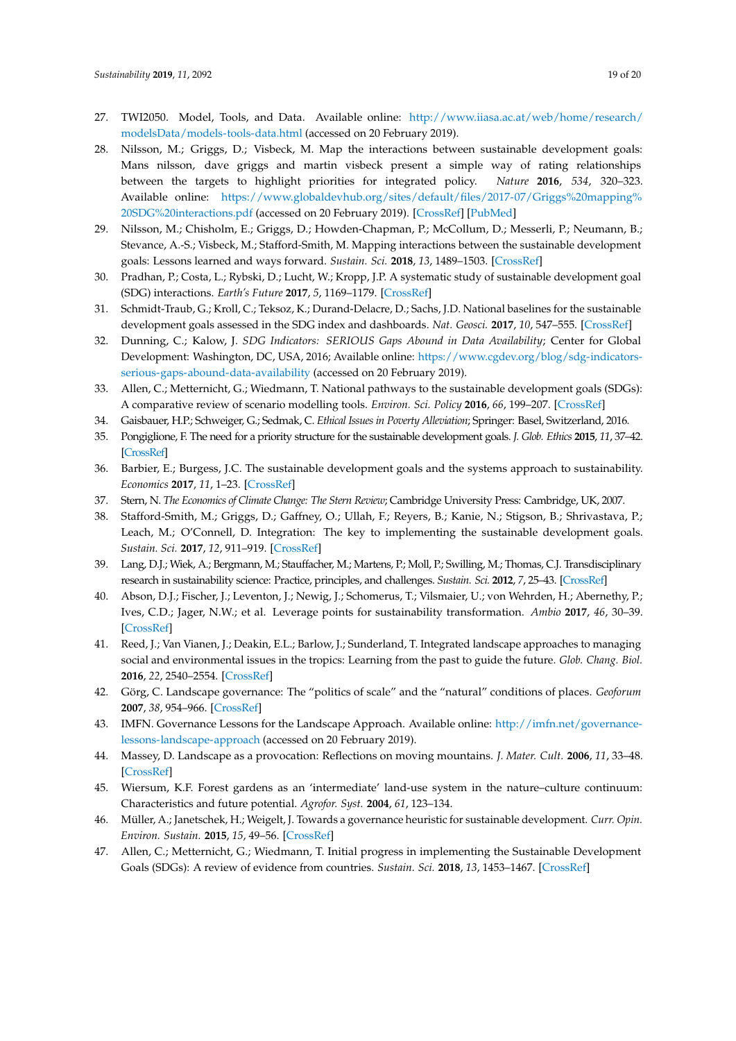27. TWI2050. Model, Tools, and Data. Available online: http://www.iiasa.ac.at/web/home/research/modelsData/models-tools-data.html (accessed on 20 February 2019).
28. Nilsson, M.; Griggs, D.; Visbeck, M. Map the interactions between sustainable development goals: Mans nilsson, dave griggs and martin visbeck present a simple way of rating relationships between the targets to highlight priorities for integrated policy. *Nature* **2016**, *534*, 320–323. Available online: https://www.globaldevhub.org/sites/default/files/2017-07/Griggs%20mapping%20SDG%20interactions.pdf (accessed on 20 February 2019). [CrossRef] [PubMed]
29. Nilsson, M.; Chisholm, E.; Griggs, D.; Howden-Chapman, P.; McCollum, D.; Messerli, P.; Neumann, B.; Stevance, A.-S.; Visbeck, M.; Stafford-Smith, M. Mapping interactions between the sustainable development goals: Lessons learned and ways forward. *Sustain. Sci.* **2018**, *13*, 1489–1503. [CrossRef]
30. Pradhan, P.; Costa, L.; Rybski, D.; Lucht, W.; Kropp, J.P. A systematic study of sustainable development goal (SDG) interactions. *Earth's Future* **2017**, *5*, 1169–1179. [CrossRef]
31. Schmidt-Traub, G.; Kroll, C.; Teksoz, K.; Durand-Delacre, D.; Sachs, J.D. National baselines for the sustainable development goals assessed in the SDG index and dashboards. *Nat. Geosci.* **2017**, *10*, 547–555. [CrossRef]
32. Dunning, C.; Kalow, J. *SDG Indicators: SERIOUS Gaps Abound in Data Availability*; Center for Global Development: Washington, DC, USA, 2016; Available online: https://www.cgdev.org/blog/sdg-indicators-serious-gaps-abound-data-availability (accessed on 20 February 2019).
33. Allen, C.; Metternicht, G.; Wiedmann, T. National pathways to the sustainable development goals (SDGs): A comparative review of scenario modelling tools. *Environ. Sci. Policy* **2016**, *66*, 199–207. [CrossRef]
34. Gaisbauer, H.P.; Schweiger, G.; Sedmak, C. *Ethical Issues in Poverty Alleviation*; Springer: Basel, Switzerland, 2016.
35. Pongiglione, F. The need for a priority structure for the sustainable development goals. *J. Glob. Ethics* **2015**, *11*, 37–42. [CrossRef]
36. Barbier, E.; Burgess, J.C. The sustainable development goals and the systems approach to sustainability. *Economics* **2017**, *11*, 1–23. [CrossRef]
37. Stern, N. *The Economics of Climate Change: The Stern Review*; Cambridge University Press: Cambridge, UK, 2007.
38. Stafford-Smith, M.; Griggs, D.; Gaffney, O.; Ullah, F.; Reyers, B.; Kanie, N.; Stigson, B.; Shrivastava, P.; Leach, M.; O'Connell, D. Integration: The key to implementing the sustainable development goals. *Sustain. Sci.* **2017**, *12*, 911–919. [CrossRef]
39. Lang, D.J.; Wiek, A.; Bergmann, M.; Stauffacher, M.; Martens, P.; Moll, P.; Swilling, M.; Thomas, C.J. Transdisciplinary research in sustainability science: Practice, principles, and challenges. *Sustain. Sci.* **2012**, *7*, 25–43. [CrossRef]
40. Abson, D.J.; Fischer, J.; Leventon, J.; Newig, J.; Schomerus, T.; Vilsmaier, U.; von Wehrden, H.; Abernethy, P.; Ives, C.D.; Jager, N.W.; et al. Leverage points for sustainability transformation. *Ambio* **2017**, *46*, 30–39. [CrossRef]
41. Reed, J.; Van Vianen, J.; Deakin, E.L.; Barlow, J.; Sunderland, T. Integrated landscape approaches to managing social and environmental issues in the tropics: Learning from the past to guide the future. *Glob. Chang. Biol.* **2016**, *22*, 2540–2554. [CrossRef]
42. Görg, C. Landscape governance: The "politics of scale" and the "natural" conditions of places. *Geoforum* **2007**, *38*, 954–966. [CrossRef]
43. IMFN. Governance Lessons for the Landscape Approach. Available online: http://imfn.net/governance-lessons-landscape-approach (accessed on 20 February 2019).
44. Massey, D. Landscape as a provocation: Reflections on moving mountains. *J. Mater. Cult.* **2006**, *11*, 33–48. [CrossRef]
45. Wiersum, K.F. Forest gardens as an 'intermediate' land-use system in the nature–culture continuum: Characteristics and future potential. *Agrofor. Syst.* **2004**, *61*, 123–134.
46. Müller, A.; Janetschek, H.; Weigelt, J. Towards a governance heuristic for sustainable development. *Curr. Opin. Environ. Sustain.* **2015**, *15*, 49–56. [CrossRef]
47. Allen, C.; Metternicht, G.; Wiedmann, T. Initial progress in implementing the Sustainable Development Goals (SDGs): A review of evidence from countries. *Sustain. Sci.* **2018**, *13*, 1453–1467. [CrossRef]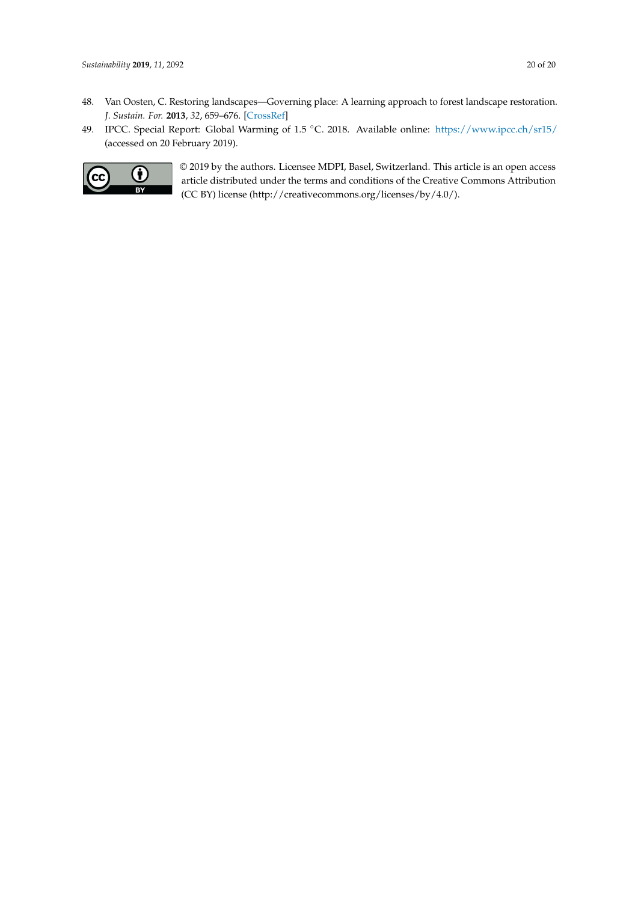48. Van Oosten, C. Restoring landscapes—Governing place: A learning approach to forest landscape restoration. *J. Sustain. For.* **2013**, *32*, 659–676. [CrossRef]
49. IPCC. Special Report: Global Warming of 1.5 °C. 2018. Available online: https://www.ipcc.ch/sr15/ (accessed on 20 February 2019).

© 2019 by the authors. Licensee MDPI, Basel, Switzerland. This article is an open access article distributed under the terms and conditions of the Creative Commons Attribution (CC BY) license (http://creativecommons.org/licenses/by/4.0/).